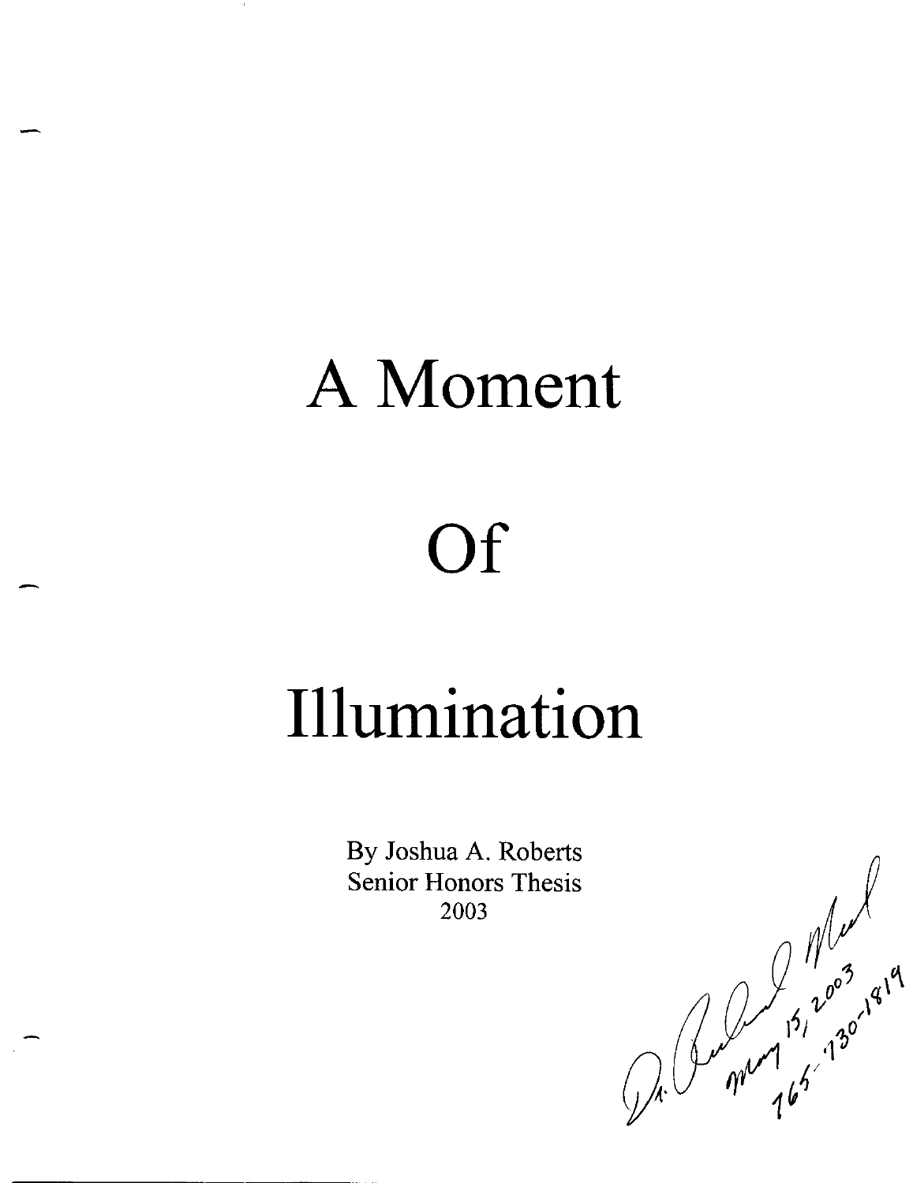# A Moment

# Of

# Illumination

By Joshua A. Roberts
Senior Honors Thesis
2003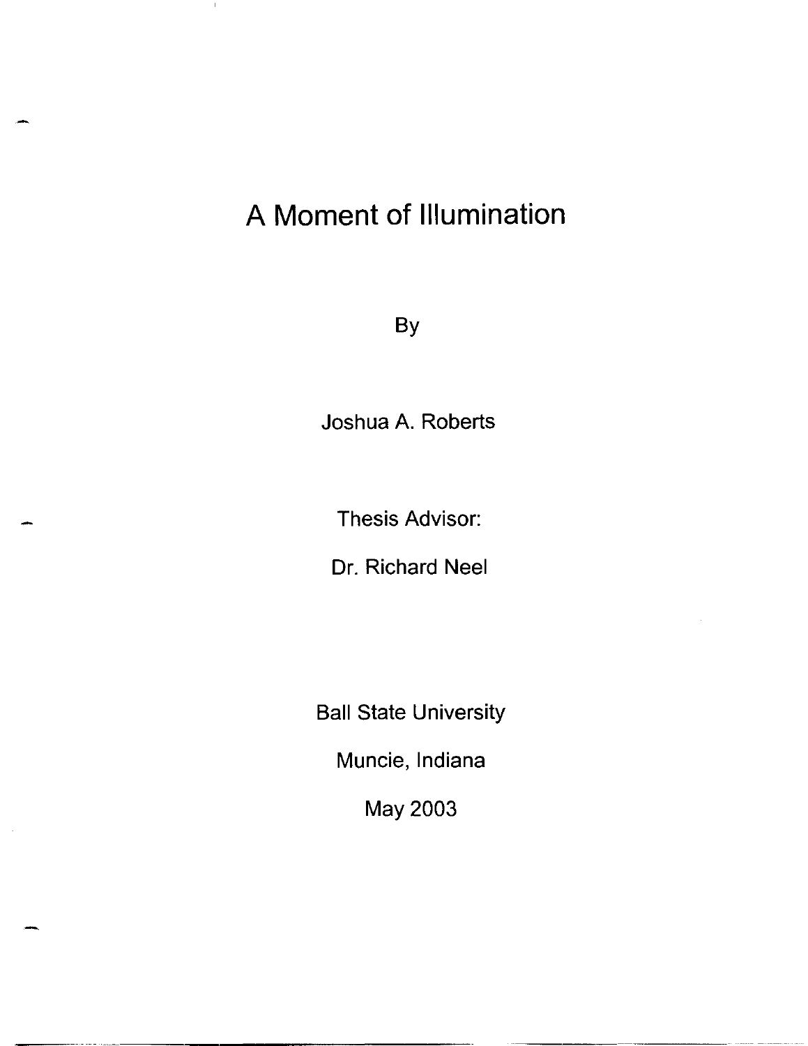# A Moment of Illumination

By

Joshua A. Roberts

Thesis Advisor:

Dr. Richard Neel

Ball State University

Muncie, Indiana

May 2003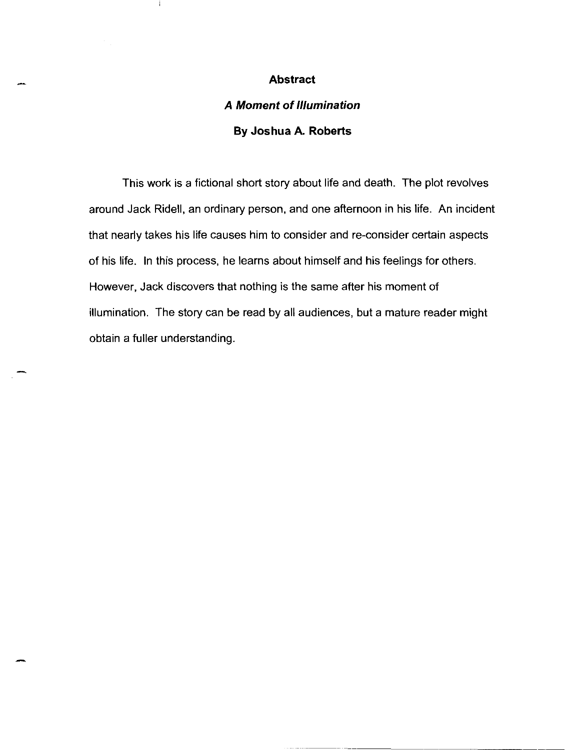# Abstract

## *A Moment of Illumination*

### By Joshua A. Roberts

This work is a fictional short story about life and death. The plot revolves around Jack Ridell, an ordinary person, and one afternoon in his life. An incident that nearly takes his life causes him to consider and re-consider certain aspects of his life. In this process, he learns about himself and his feelings for others. However, Jack discovers that nothing is the same after his moment of illumination. The story can be read by all audiences, but a mature reader might obtain a fuller understanding.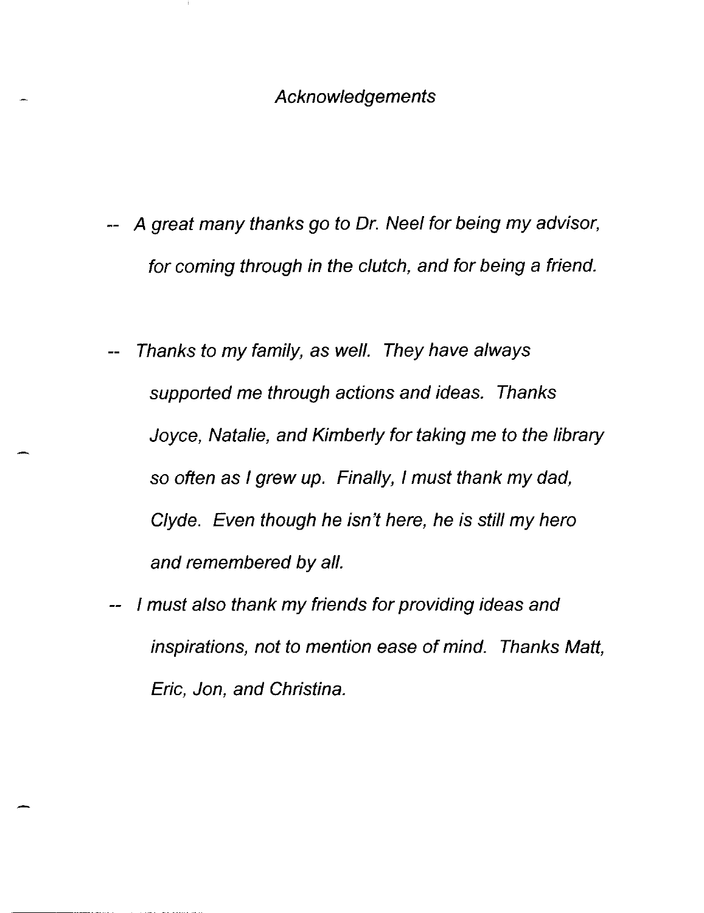# *Acknowledgements*

-- *A great many thanks go to Dr. Neel for being my advisor, for coming through in the clutch, and for being a friend.*

-- *Thanks to my family, as well. They have always supported me through actions and ideas. Thanks Joyce, Natalie, and Kimberly for taking me to the library so often as I grew up. Finally, I must thank my dad, Clyde. Even though he isn't here, he is still my hero and remembered by all.*

-- *I must also thank my friends for providing ideas and inspirations, not to mention ease of mind. Thanks Matt, Eric, Jon, and Christina.*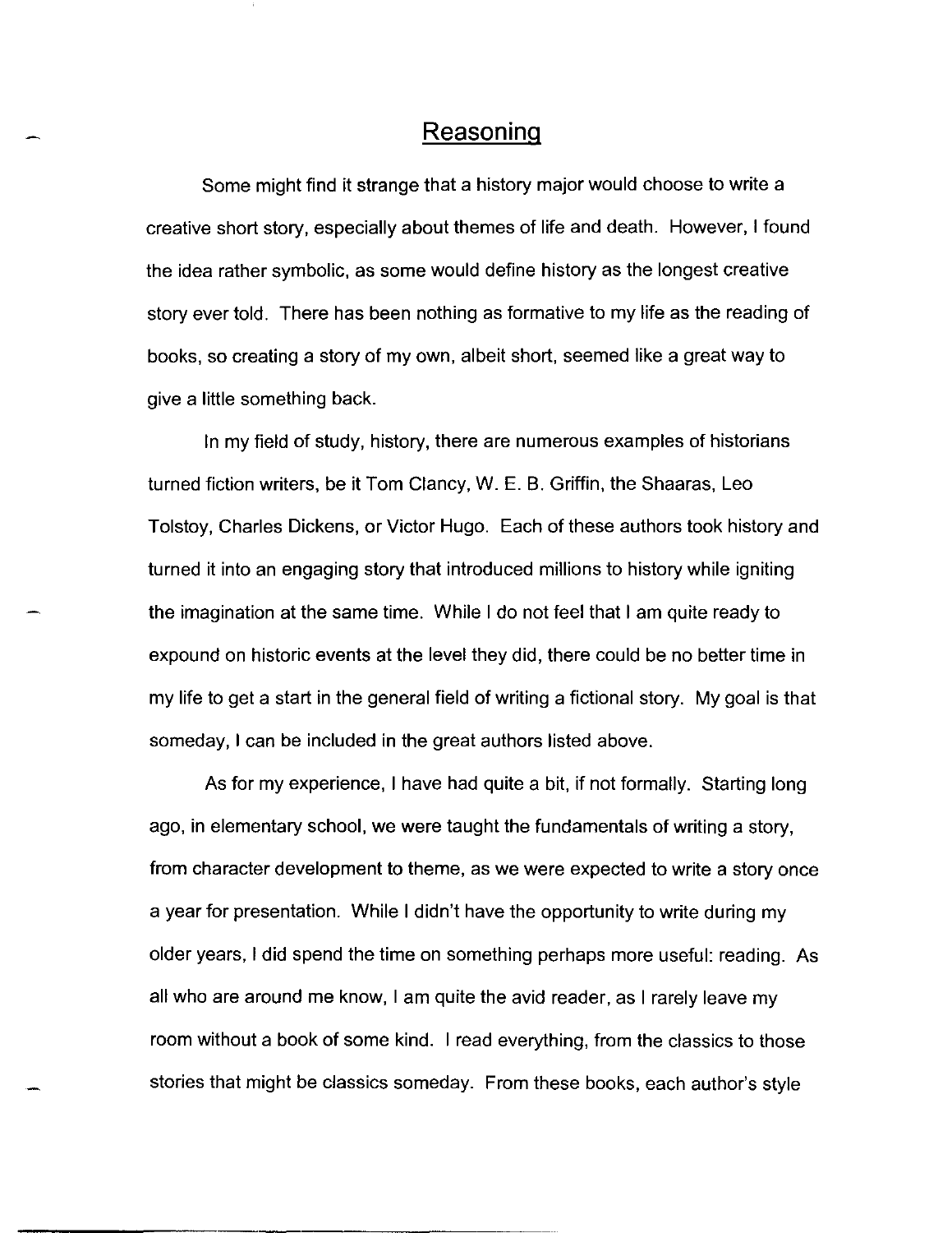## Reasoning

Some might find it strange that a history major would choose to write a creative short story, especially about themes of life and death. However, I found the idea rather symbolic, as some would define history as the longest creative story ever told. There has been nothing as formative to my life as the reading of books, so creating a story of my own, albeit short, seemed like a great way to give a little something back.

In my field of study, history, there are numerous examples of historians turned fiction writers, be it Tom Clancy, W. E. B. Griffin, the Shaaras, Leo Tolstoy, Charles Dickens, or Victor Hugo. Each of these authors took history and turned it into an engaging story that introduced millions to history while igniting the imagination at the same time. While I do not feel that I am quite ready to expound on historic events at the level they did, there could be no better time in my life to get a start in the general field of writing a fictional story. My goal is that someday, I can be included in the great authors listed above.

As for my experience, I have had quite a bit, if not formally. Starting long ago, in elementary school, we were taught the fundamentals of writing a story, from character development to theme, as we were expected to write a story once a year for presentation. While I didn't have the opportunity to write during my older years, I did spend the time on something perhaps more useful: reading. As all who are around me know, I am quite the avid reader, as I rarely leave my room without a book of some kind. I read everything, from the classics to those stories that might be classics someday. From these books, each author's style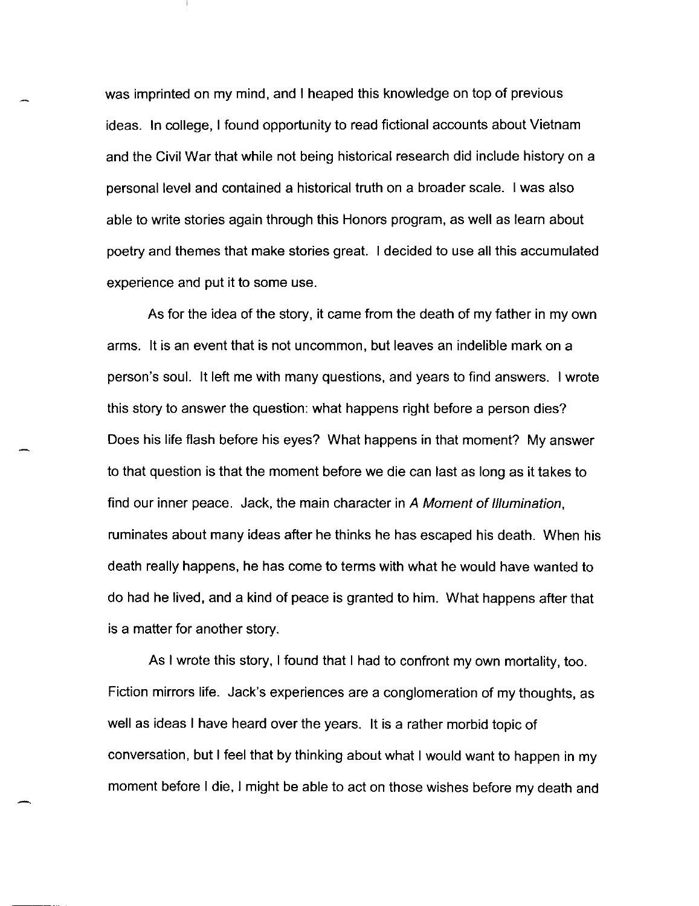was imprinted on my mind, and I heaped this knowledge on top of previous ideas. In college, I found opportunity to read fictional accounts about Vietnam and the Civil War that while not being historical research did include history on a personal level and contained a historical truth on a broader scale. I was also able to write stories again through this Honors program, as well as learn about poetry and themes that make stories great. I decided to use all this accumulated experience and put it to some use.

As for the idea of the story, it came from the death of my father in my own arms. It is an event that is not uncommon, but leaves an indelible mark on a person's soul. It left me with many questions, and years to find answers. I wrote this story to answer the question: what happens right before a person dies? Does his life flash before his eyes? What happens in that moment? My answer to that question is that the moment before we die can last as long as it takes to find our inner peace. Jack, the main character in *A Moment of Illumination*, ruminates about many ideas after he thinks he has escaped his death. When his death really happens, he has come to terms with what he would have wanted to do had he lived, and a kind of peace is granted to him. What happens after that is a matter for another story.

As I wrote this story, I found that I had to confront my own mortality, too. Fiction mirrors life. Jack's experiences are a conglomeration of my thoughts, as well as ideas I have heard over the years. It is a rather morbid topic of conversation, but I feel that by thinking about what I would want to happen in my moment before I die, I might be able to act on those wishes before my death and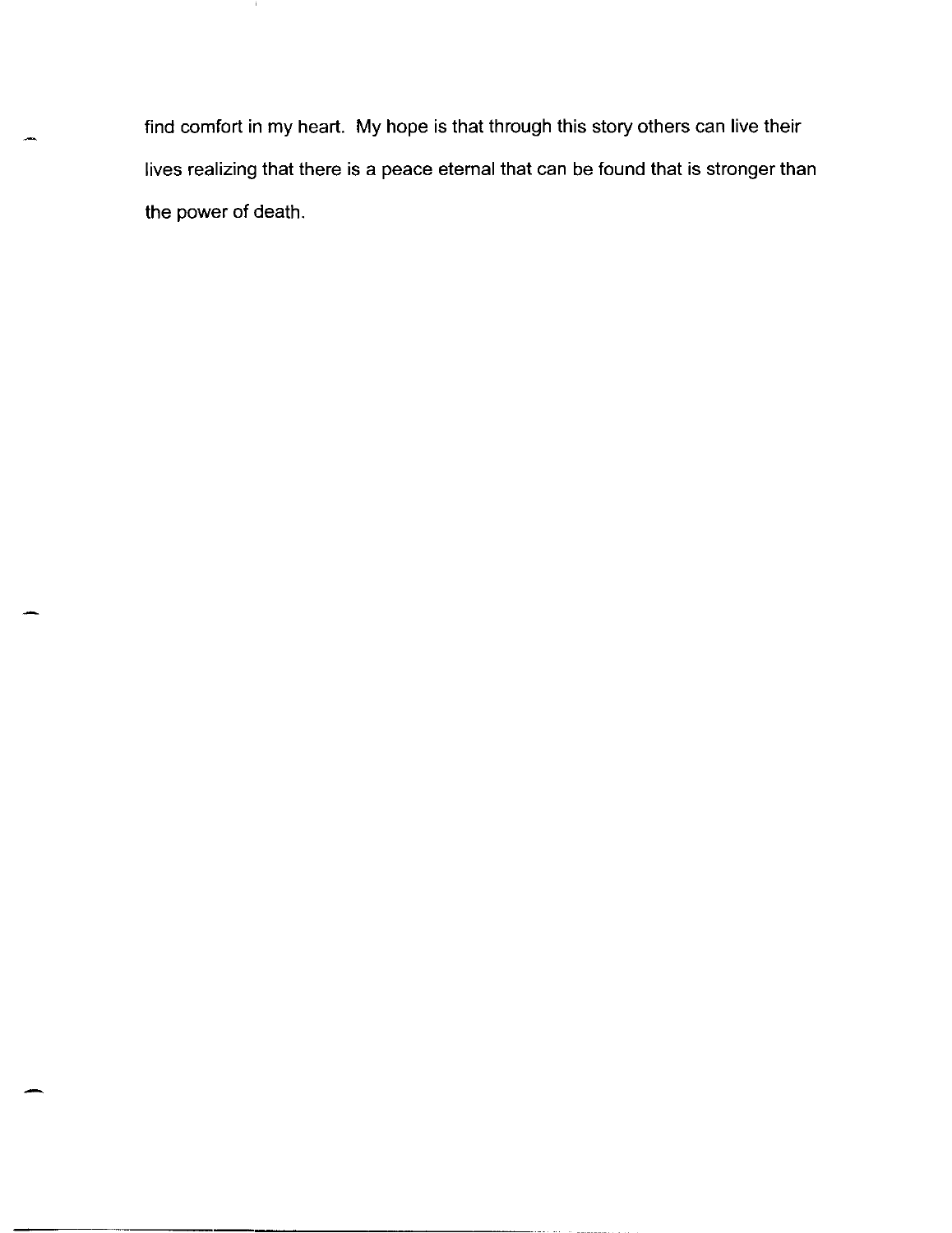find comfort in my heart. My hope is that through this story others can live their lives realizing that there is a peace eternal that can be found that is stronger than the power of death.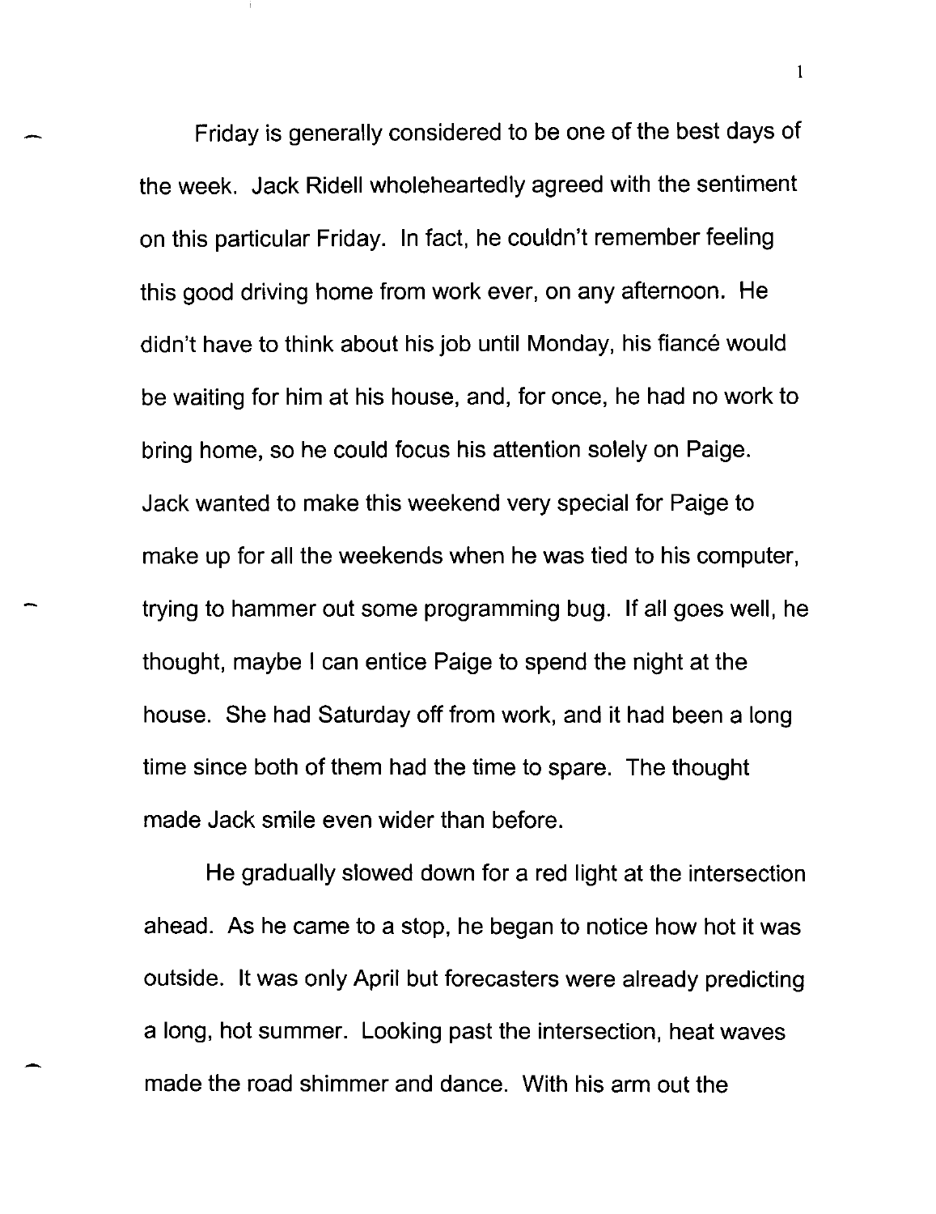Friday is generally considered to be one of the best days of the week. Jack Ridell wholeheartedly agreed with the sentiment on this particular Friday. In fact, he couldn't remember feeling this good driving home from work ever, on any afternoon. He didn't have to think about his job until Monday, his fiancé would be waiting for him at his house, and, for once, he had no work to bring home, so he could focus his attention solely on Paige. Jack wanted to make this weekend very special for Paige to make up for all the weekends when he was tied to his computer, trying to hammer out some programming bug. If all goes well, he thought, maybe I can entice Paige to spend the night at the house. She had Saturday off from work, and it had been a long time since both of them had the time to spare. The thought made Jack smile even wider than before.

He gradually slowed down for a red light at the intersection ahead. As he came to a stop, he began to notice how hot it was outside. It was only April but forecasters were already predicting a long, hot summer. Looking past the intersection, heat waves made the road shimmer and dance. With his arm out the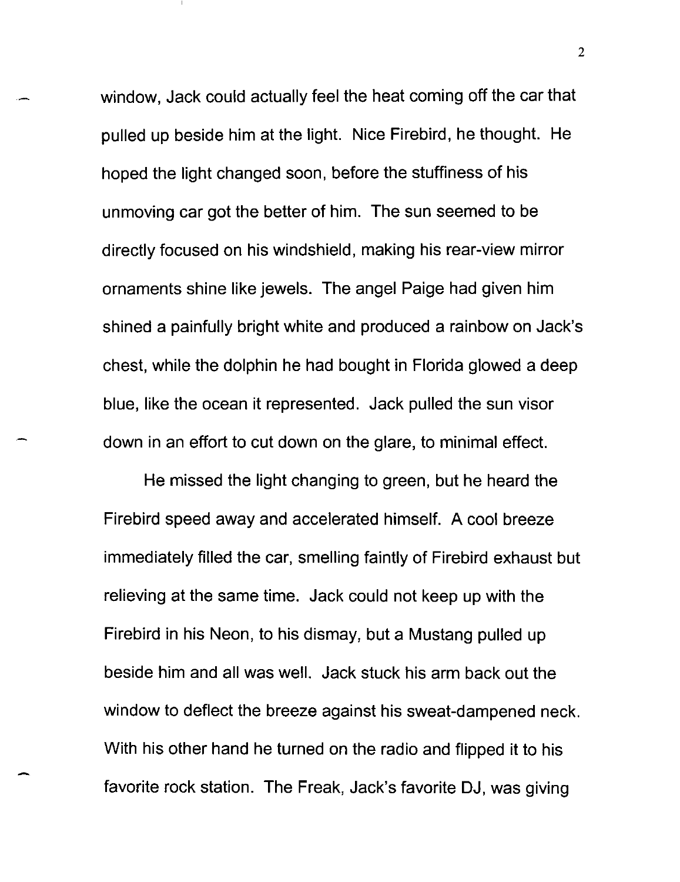window, Jack could actually feel the heat coming off the car that pulled up beside him at the light. Nice Firebird, he thought. He hoped the light changed soon, before the stuffiness of his unmoving car got the better of him. The sun seemed to be directly focused on his windshield, making his rear-view mirror ornaments shine like jewels. The angel Paige had given him shined a painfully bright white and produced a rainbow on Jack's chest, while the dolphin he had bought in Florida glowed a deep blue, like the ocean it represented. Jack pulled the sun visor down in an effort to cut down on the glare, to minimal effect.

He missed the light changing to green, but he heard the Firebird speed away and accelerated himself. A cool breeze immediately filled the car, smelling faintly of Firebird exhaust but relieving at the same time. Jack could not keep up with the Firebird in his Neon, to his dismay, but a Mustang pulled up beside him and all was well. Jack stuck his arm back out the window to deflect the breeze against his sweat-dampened neck. With his other hand he turned on the radio and flipped it to his favorite rock station. The Freak, Jack's favorite DJ, was giving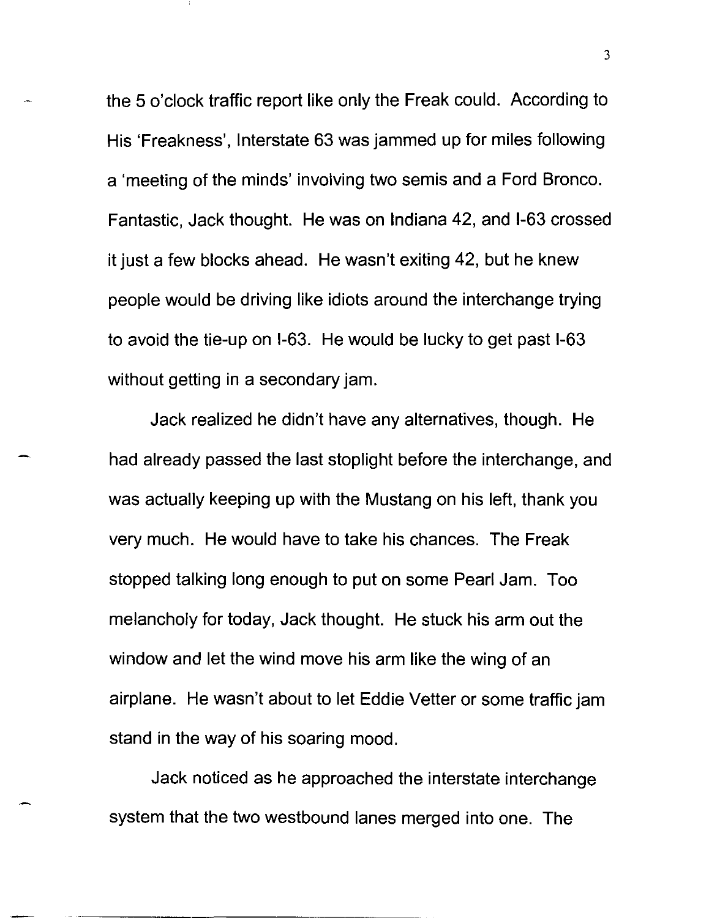the 5 o'clock traffic report like only the Freak could. According to His 'Freakness', Interstate 63 was jammed up for miles following a 'meeting of the minds' involving two semis and a Ford Bronco. Fantastic, Jack thought. He was on Indiana 42, and I-63 crossed it just a few blocks ahead. He wasn't exiting 42, but he knew people would be driving like idiots around the interchange trying to avoid the tie-up on I-63. He would be lucky to get past I-63 without getting in a secondary jam.

Jack realized he didn't have any alternatives, though. He had already passed the last stoplight before the interchange, and was actually keeping up with the Mustang on his left, thank you very much. He would have to take his chances. The Freak stopped talking long enough to put on some Pearl Jam. Too melancholy for today, Jack thought. He stuck his arm out the window and let the wind move his arm like the wing of an airplane. He wasn't about to let Eddie Vetter or some traffic jam stand in the way of his soaring mood.

Jack noticed as he approached the interstate interchange system that the two westbound lanes merged into one. The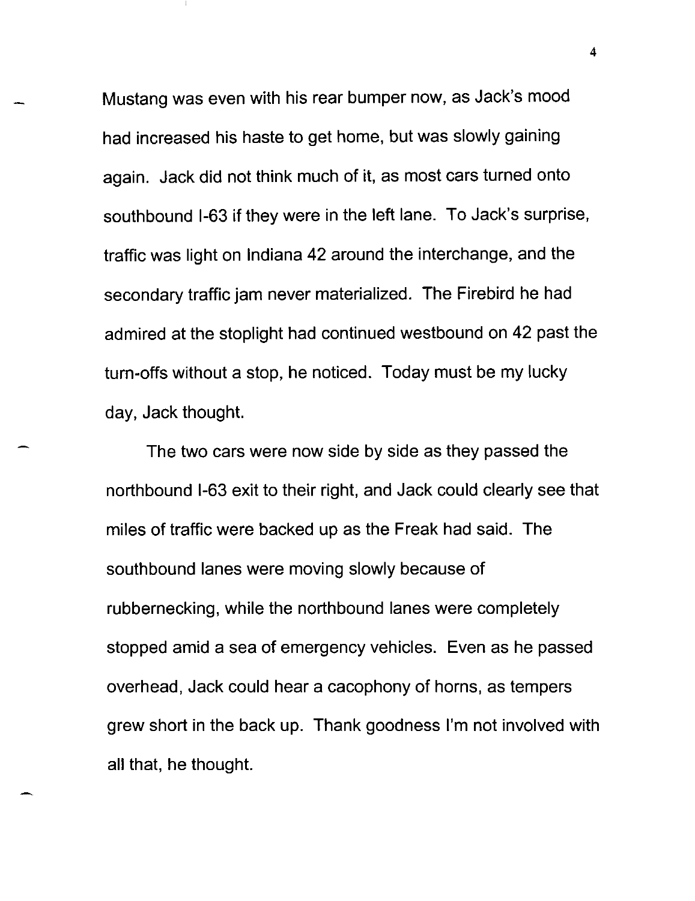Mustang was even with his rear bumper now, as Jack's mood had increased his haste to get home, but was slowly gaining again. Jack did not think much of it, as most cars turned onto southbound I-63 if they were in the left lane. To Jack's surprise, traffic was light on Indiana 42 around the interchange, and the secondary traffic jam never materialized. The Firebird he had admired at the stoplight had continued westbound on 42 past the turn-offs without a stop, he noticed. Today must be my lucky day, Jack thought.

The two cars were now side by side as they passed the northbound I-63 exit to their right, and Jack could clearly see that miles of traffic were backed up as the Freak had said. The southbound lanes were moving slowly because of rubbernecking, while the northbound lanes were completely stopped amid a sea of emergency vehicles. Even as he passed overhead, Jack could hear a cacophony of horns, as tempers grew short in the back up. Thank goodness I'm not involved with all that, he thought.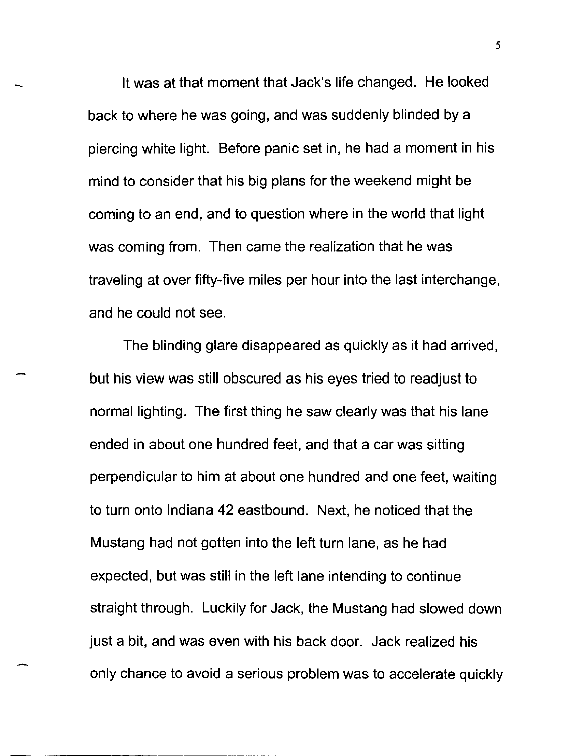It was at that moment that Jack's life changed. He looked back to where he was going, and was suddenly blinded by a piercing white light. Before panic set in, he had a moment in his mind to consider that his big plans for the weekend might be coming to an end, and to question where in the world that light was coming from. Then came the realization that he was traveling at over fifty-five miles per hour into the last interchange, and he could not see.

The blinding glare disappeared as quickly as it had arrived, but his view was still obscured as his eyes tried to readjust to normal lighting. The first thing he saw clearly was that his lane ended in about one hundred feet, and that a car was sitting perpendicular to him at about one hundred and one feet, waiting to turn onto Indiana 42 eastbound. Next, he noticed that the Mustang had not gotten into the left turn lane, as he had expected, but was still in the left lane intending to continue straight through. Luckily for Jack, the Mustang had slowed down just a bit, and was even with his back door. Jack realized his only chance to avoid a serious problem was to accelerate quickly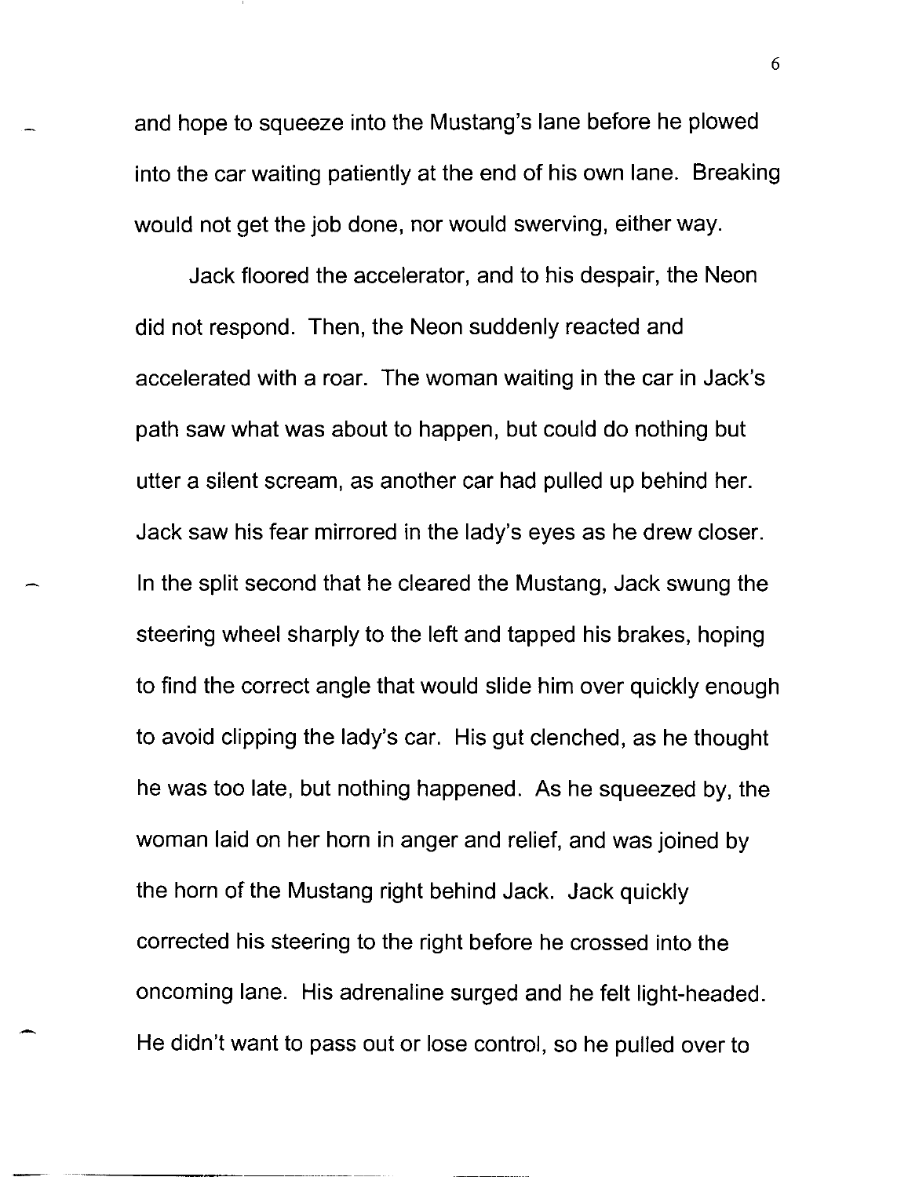and hope to squeeze into the Mustang's lane before he plowed into the car waiting patiently at the end of his own lane. Breaking would not get the job done, nor would swerving, either way.

Jack floored the accelerator, and to his despair, the Neon did not respond. Then, the Neon suddenly reacted and accelerated with a roar. The woman waiting in the car in Jack's path saw what was about to happen, but could do nothing but utter a silent scream, as another car had pulled up behind her. Jack saw his fear mirrored in the lady's eyes as he drew closer. In the split second that he cleared the Mustang, Jack swung the steering wheel sharply to the left and tapped his brakes, hoping to find the correct angle that would slide him over quickly enough to avoid clipping the lady's car. His gut clenched, as he thought he was too late, but nothing happened. As he squeezed by, the woman laid on her horn in anger and relief, and was joined by the horn of the Mustang right behind Jack. Jack quickly corrected his steering to the right before he crossed into the oncoming lane. His adrenaline surged and he felt light-headed. He didn't want to pass out or lose control, so he pulled over to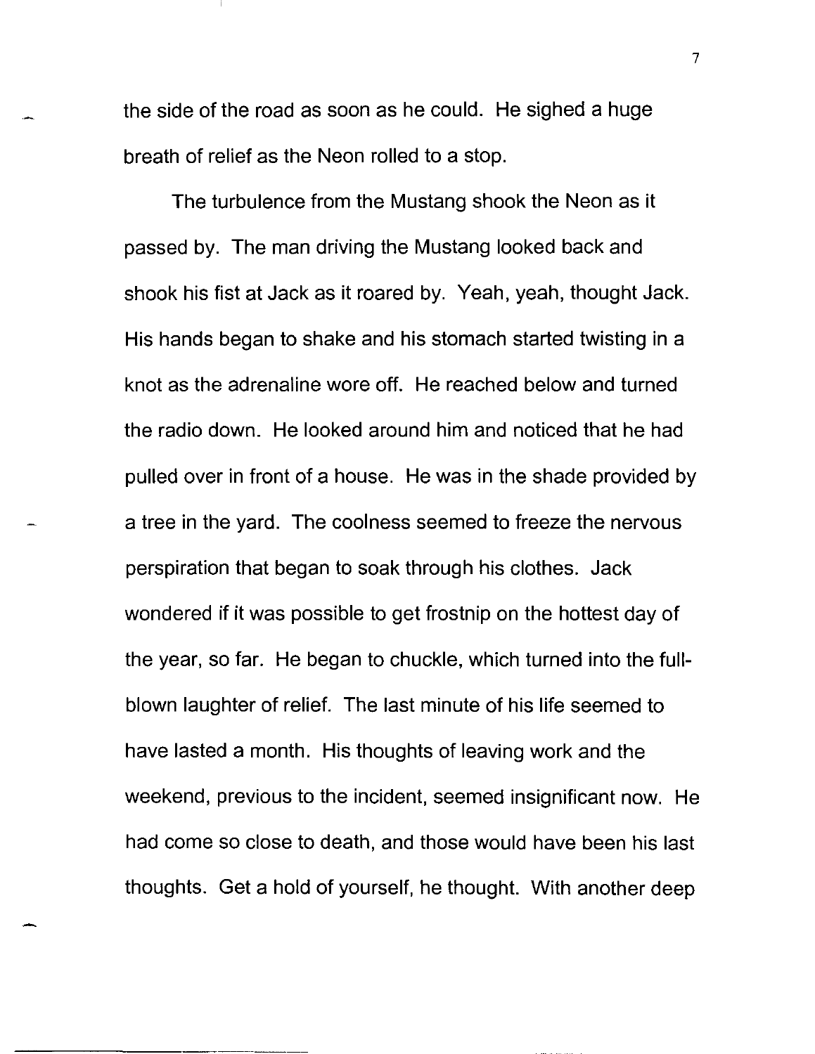the side of the road as soon as he could. He sighed a huge breath of relief as the Neon rolled to a stop.

The turbulence from the Mustang shook the Neon as it passed by. The man driving the Mustang looked back and shook his fist at Jack as it roared by. Yeah, yeah, thought Jack. His hands began to shake and his stomach started twisting in a knot as the adrenaline wore off. He reached below and turned the radio down. He looked around him and noticed that he had pulled over in front of a house. He was in the shade provided by a tree in the yard. The coolness seemed to freeze the nervous perspiration that began to soak through his clothes. Jack wondered if it was possible to get frostnip on the hottest day of the year, so far. He began to chuckle, which turned into the full-blown laughter of relief. The last minute of his life seemed to have lasted a month. His thoughts of leaving work and the weekend, previous to the incident, seemed insignificant now. He had come so close to death, and those would have been his last thoughts. Get a hold of yourself, he thought. With another deep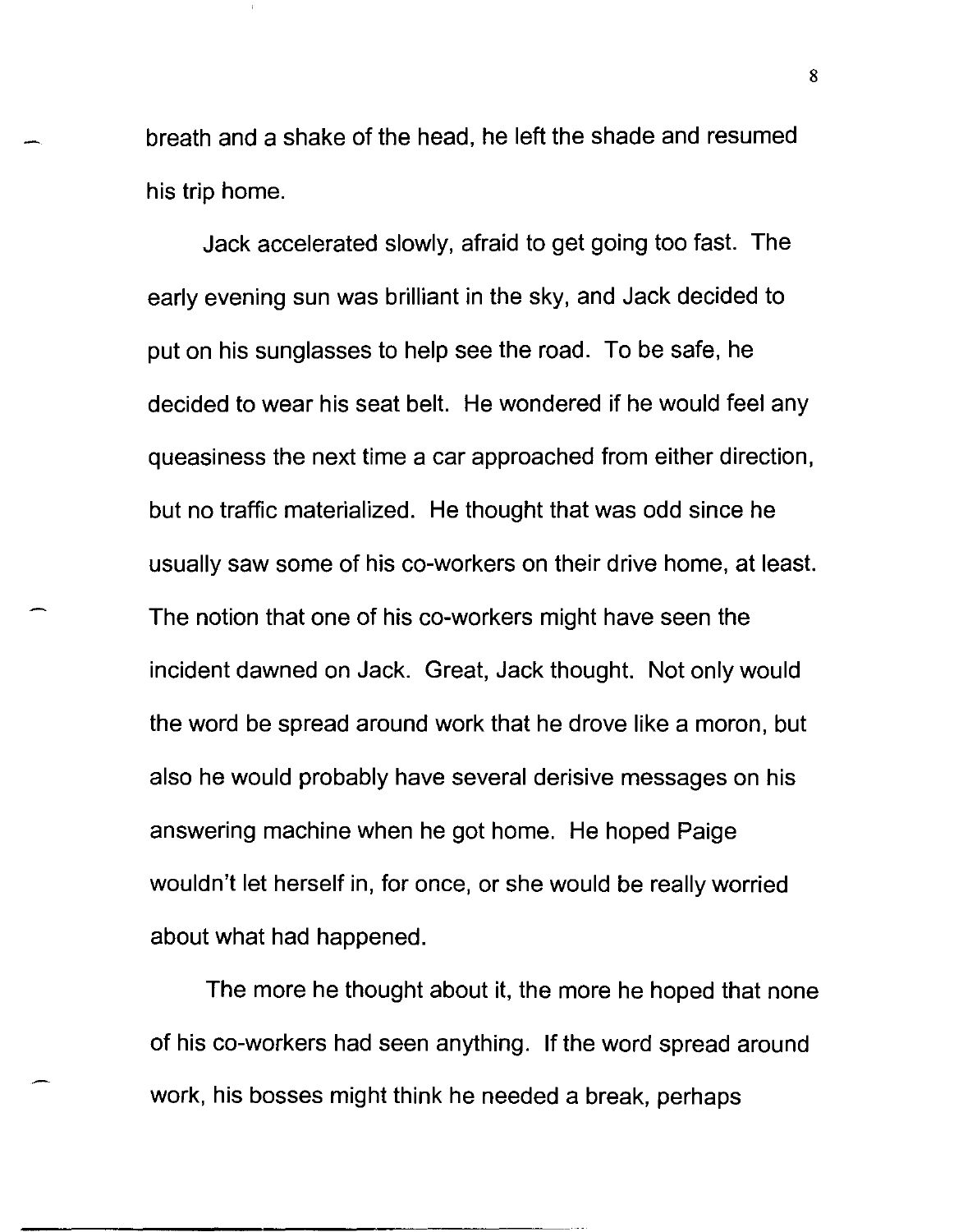breath and a shake of the head, he left the shade and resumed his trip home.

Jack accelerated slowly, afraid to get going too fast. The early evening sun was brilliant in the sky, and Jack decided to put on his sunglasses to help see the road. To be safe, he decided to wear his seat belt. He wondered if he would feel any queasiness the next time a car approached from either direction, but no traffic materialized. He thought that was odd since he usually saw some of his co-workers on their drive home, at least. The notion that one of his co-workers might have seen the incident dawned on Jack. Great, Jack thought. Not only would the word be spread around work that he drove like a moron, but also he would probably have several derisive messages on his answering machine when he got home. He hoped Paige wouldn't let herself in, for once, or she would be really worried about what had happened.

The more he thought about it, the more he hoped that none of his co-workers had seen anything. If the word spread around work, his bosses might think he needed a break, perhaps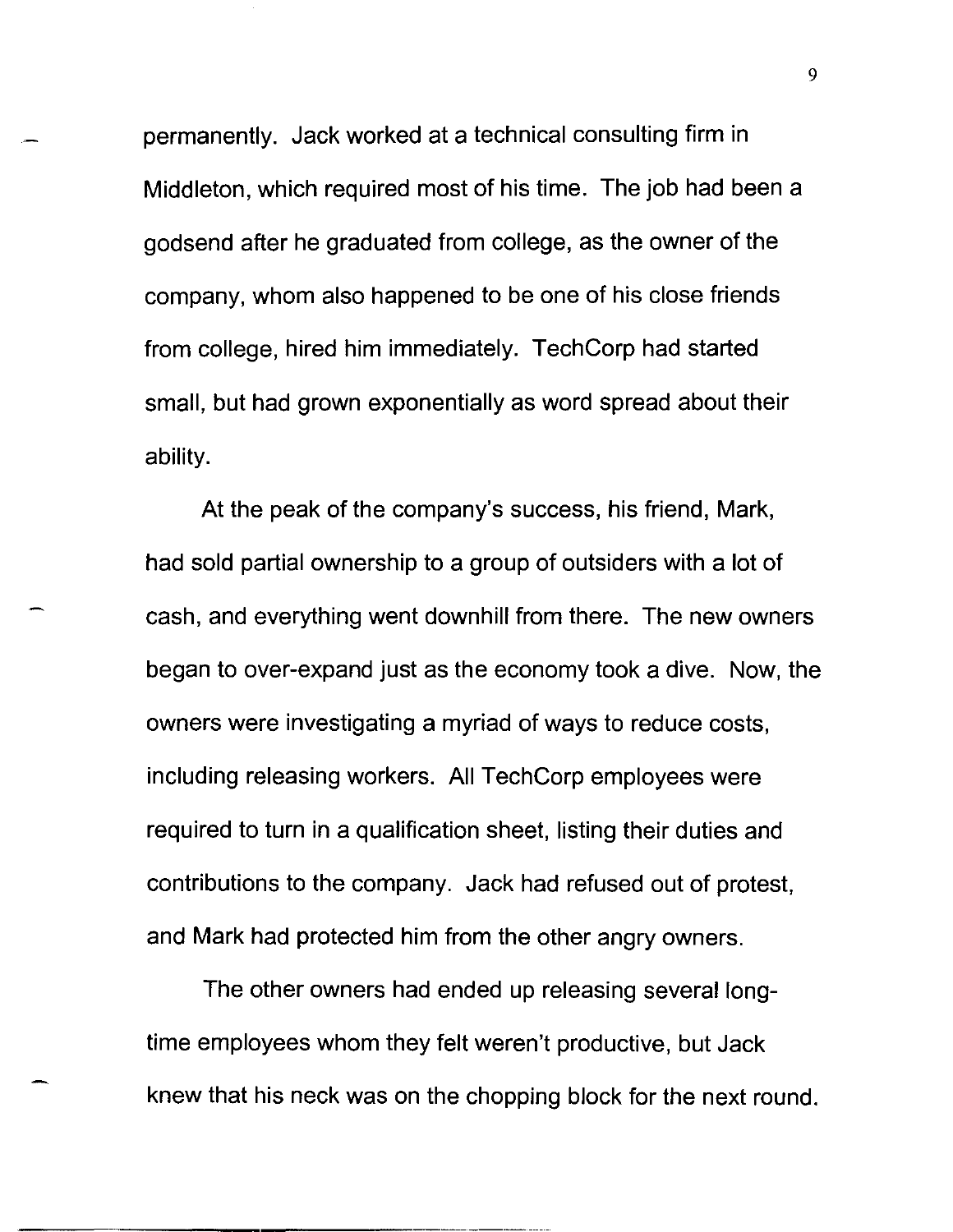permanently. Jack worked at a technical consulting firm in Middleton, which required most of his time. The job had been a godsend after he graduated from college, as the owner of the company, whom also happened to be one of his close friends from college, hired him immediately. TechCorp had started small, but had grown exponentially as word spread about their ability.

At the peak of the company's success, his friend, Mark, had sold partial ownership to a group of outsiders with a lot of cash, and everything went downhill from there. The new owners began to over-expand just as the economy took a dive. Now, the owners were investigating a myriad of ways to reduce costs, including releasing workers. All TechCorp employees were required to turn in a qualification sheet, listing their duties and contributions to the company. Jack had refused out of protest, and Mark had protected him from the other angry owners.

The other owners had ended up releasing several long-time employees whom they felt weren't productive, but Jack knew that his neck was on the chopping block for the next round.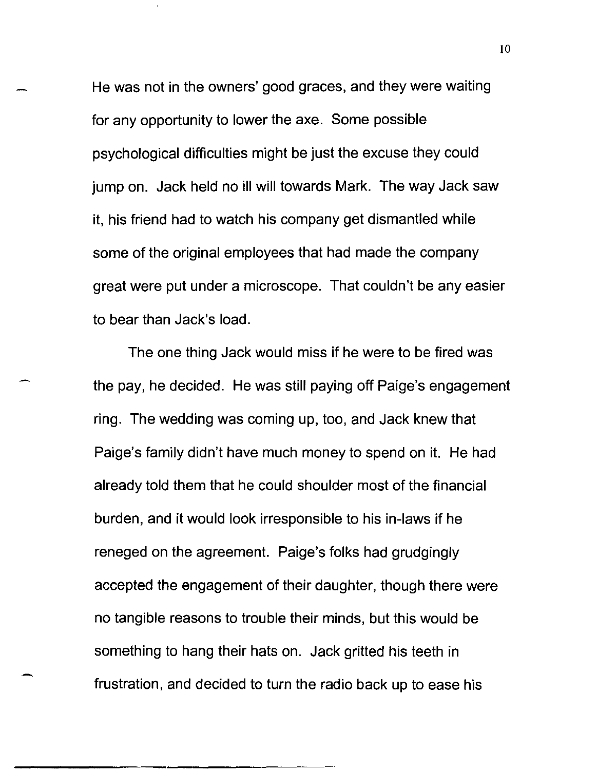He was not in the owners' good graces, and they were waiting for any opportunity to lower the axe. Some possible psychological difficulties might be just the excuse they could jump on. Jack held no ill will towards Mark. The way Jack saw it, his friend had to watch his company get dismantled while some of the original employees that had made the company great were put under a microscope. That couldn't be any easier to bear than Jack's load.

The one thing Jack would miss if he were to be fired was the pay, he decided. He was still paying off Paige's engagement ring. The wedding was coming up, too, and Jack knew that Paige's family didn't have much money to spend on it. He had already told them that he could shoulder most of the financial burden, and it would look irresponsible to his in-laws if he reneged on the agreement. Paige's folks had grudgingly accepted the engagement of their daughter, though there were no tangible reasons to trouble their minds, but this would be something to hang their hats on. Jack gritted his teeth in frustration, and decided to turn the radio back up to ease his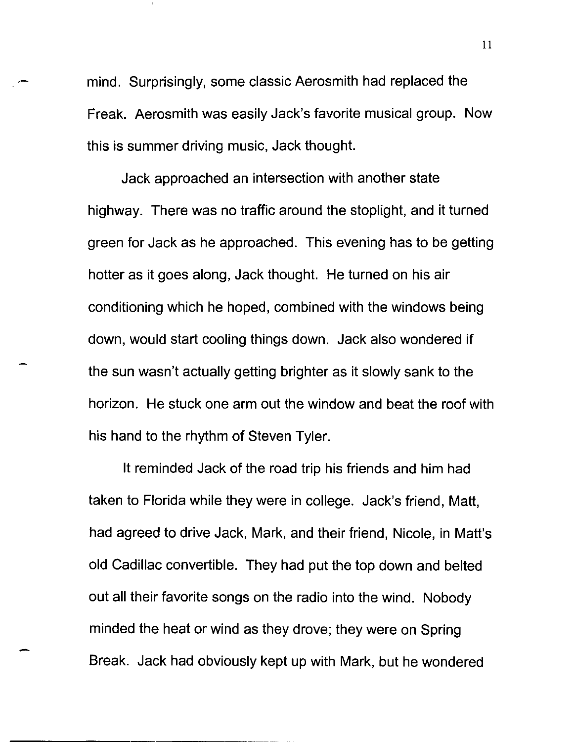mind. Surprisingly, some classic Aerosmith had replaced the Freak. Aerosmith was easily Jack's favorite musical group. Now this is summer driving music, Jack thought.

Jack approached an intersection with another state highway. There was no traffic around the stoplight, and it turned green for Jack as he approached. This evening has to be getting hotter as it goes along, Jack thought. He turned on his air conditioning which he hoped, combined with the windows being down, would start cooling things down. Jack also wondered if the sun wasn't actually getting brighter as it slowly sank to the horizon. He stuck one arm out the window and beat the roof with his hand to the rhythm of Steven Tyler.

It reminded Jack of the road trip his friends and him had taken to Florida while they were in college. Jack's friend, Matt, had agreed to drive Jack, Mark, and their friend, Nicole, in Matt's old Cadillac convertible. They had put the top down and belted out all their favorite songs on the radio into the wind. Nobody minded the heat or wind as they drove; they were on Spring Break. Jack had obviously kept up with Mark, but he wondered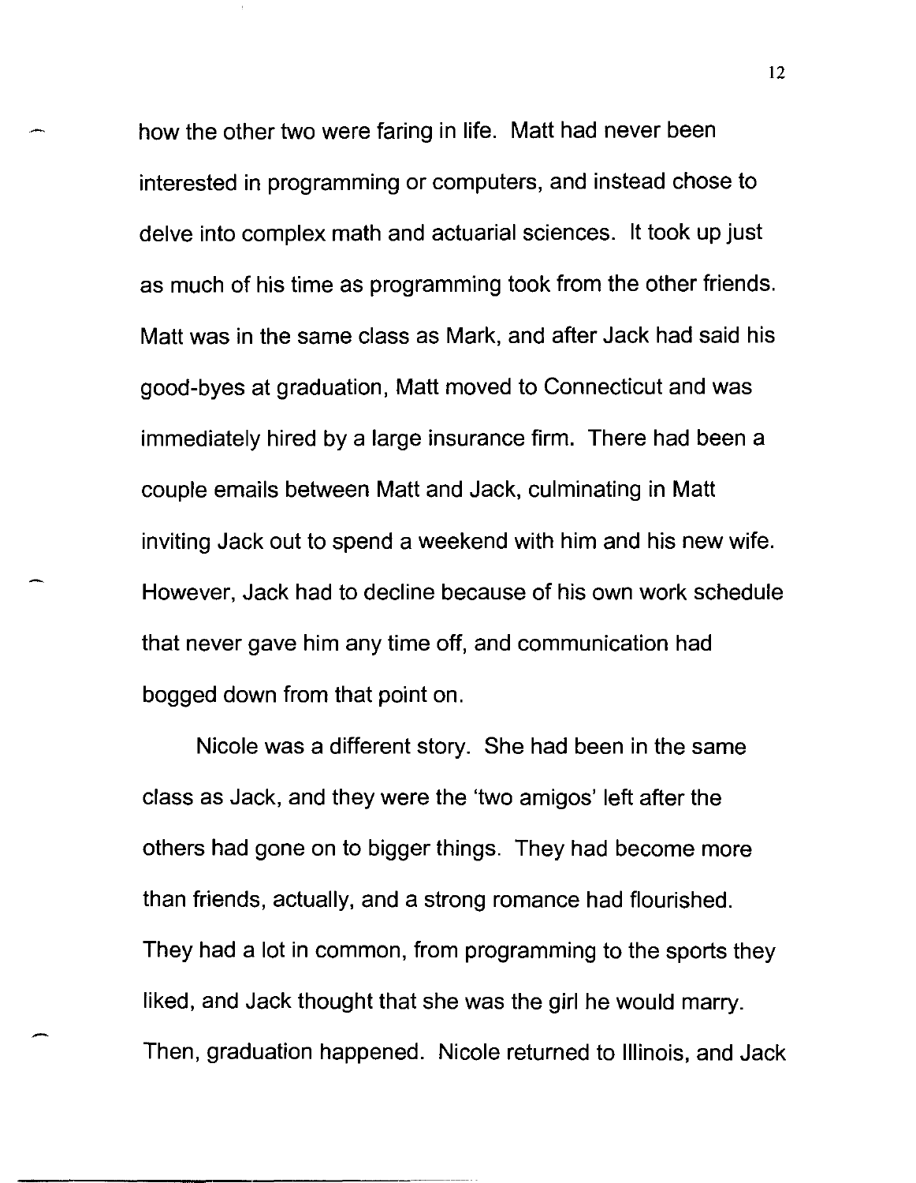how the other two were faring in life. Matt had never been interested in programming or computers, and instead chose to delve into complex math and actuarial sciences. It took up just as much of his time as programming took from the other friends. Matt was in the same class as Mark, and after Jack had said his good-byes at graduation, Matt moved to Connecticut and was immediately hired by a large insurance firm. There had been a couple emails between Matt and Jack, culminating in Matt inviting Jack out to spend a weekend with him and his new wife. However, Jack had to decline because of his own work schedule that never gave him any time off, and communication had bogged down from that point on.

Nicole was a different story. She had been in the same class as Jack, and they were the 'two amigos' left after the others had gone on to bigger things. They had become more than friends, actually, and a strong romance had flourished. They had a lot in common, from programming to the sports they liked, and Jack thought that she was the girl he would marry. Then, graduation happened. Nicole returned to Illinois, and Jack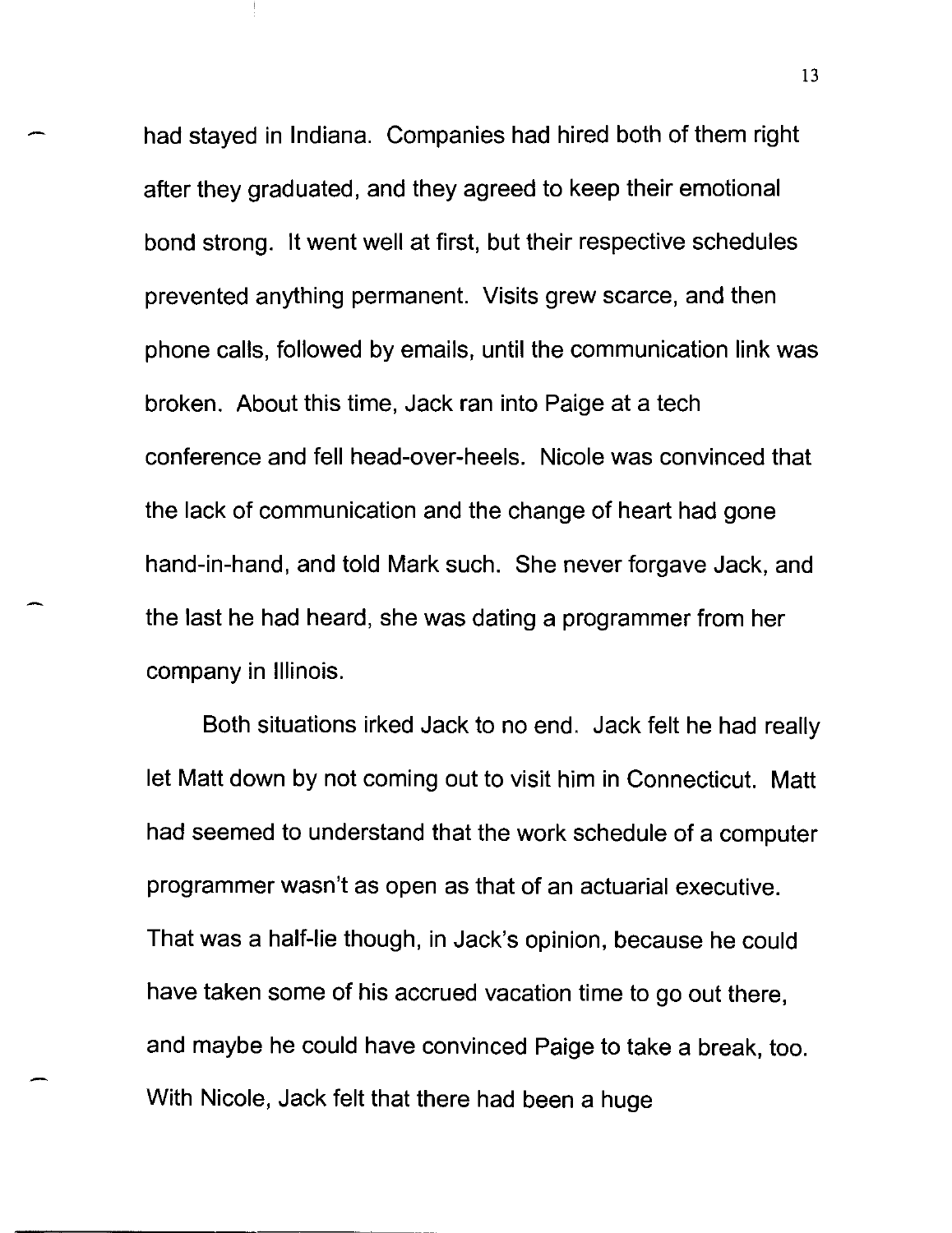had stayed in Indiana. Companies had hired both of them right after they graduated, and they agreed to keep their emotional bond strong. It went well at first, but their respective schedules prevented anything permanent. Visits grew scarce, and then phone calls, followed by emails, until the communication link was broken. About this time, Jack ran into Paige at a tech conference and fell head-over-heels. Nicole was convinced that the lack of communication and the change of heart had gone hand-in-hand, and told Mark such. She never forgave Jack, and the last he had heard, she was dating a programmer from her company in Illinois.

Both situations irked Jack to no end. Jack felt he had really let Matt down by not coming out to visit him in Connecticut. Matt had seemed to understand that the work schedule of a computer programmer wasn't as open as that of an actuarial executive. That was a half-lie though, in Jack's opinion, because he could have taken some of his accrued vacation time to go out there, and maybe he could have convinced Paige to take a break, too. With Nicole, Jack felt that there had been a huge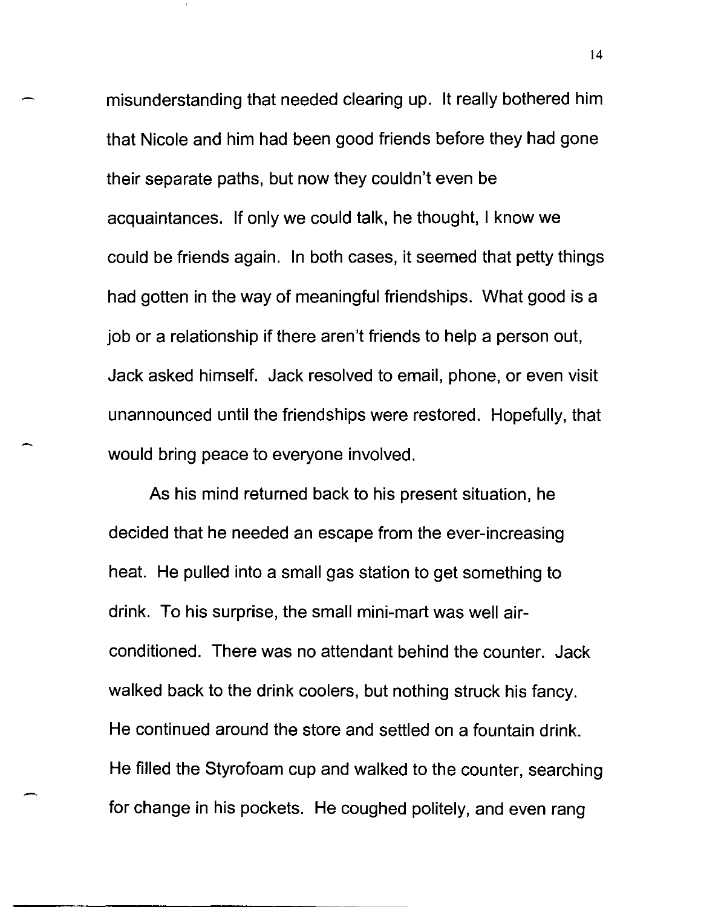misunderstanding that needed clearing up. It really bothered him that Nicole and him had been good friends before they had gone their separate paths, but now they couldn't even be acquaintances. If only we could talk, he thought, I know we could be friends again. In both cases, it seemed that petty things had gotten in the way of meaningful friendships. What good is a job or a relationship if there aren't friends to help a person out, Jack asked himself. Jack resolved to email, phone, or even visit unannounced until the friendships were restored. Hopefully, that would bring peace to everyone involved.

As his mind returned back to his present situation, he decided that he needed an escape from the ever-increasing heat. He pulled into a small gas station to get something to drink. To his surprise, the small mini-mart was well air-conditioned. There was no attendant behind the counter. Jack walked back to the drink coolers, but nothing struck his fancy. He continued around the store and settled on a fountain drink. He filled the Styrofoam cup and walked to the counter, searching for change in his pockets. He coughed politely, and even rang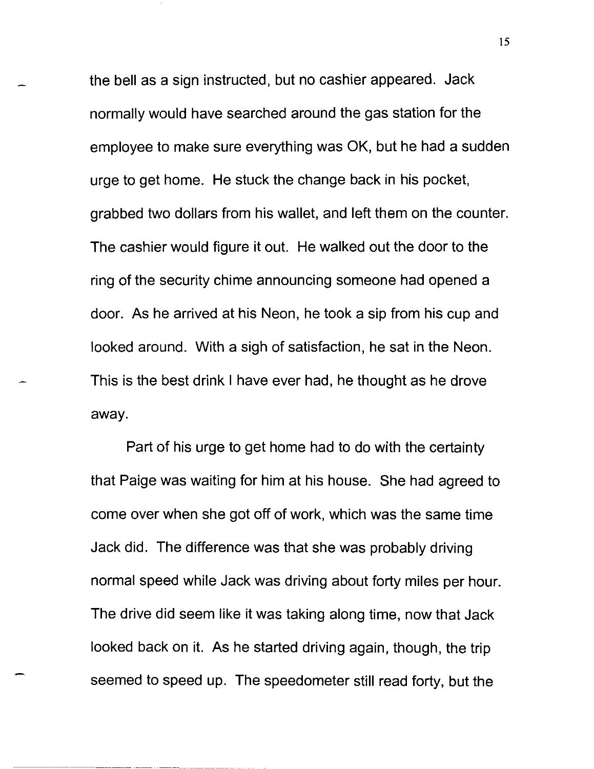the bell as a sign instructed, but no cashier appeared. Jack normally would have searched around the gas station for the employee to make sure everything was OK, but he had a sudden urge to get home. He stuck the change back in his pocket, grabbed two dollars from his wallet, and left them on the counter. The cashier would figure it out. He walked out the door to the ring of the security chime announcing someone had opened a door. As he arrived at his Neon, he took a sip from his cup and looked around. With a sigh of satisfaction, he sat in the Neon. This is the best drink I have ever had, he thought as he drove away.

Part of his urge to get home had to do with the certainty that Paige was waiting for him at his house. She had agreed to come over when she got off of work, which was the same time Jack did. The difference was that she was probably driving normal speed while Jack was driving about forty miles per hour. The drive did seem like it was taking along time, now that Jack looked back on it. As he started driving again, though, the trip seemed to speed up. The speedometer still read forty, but the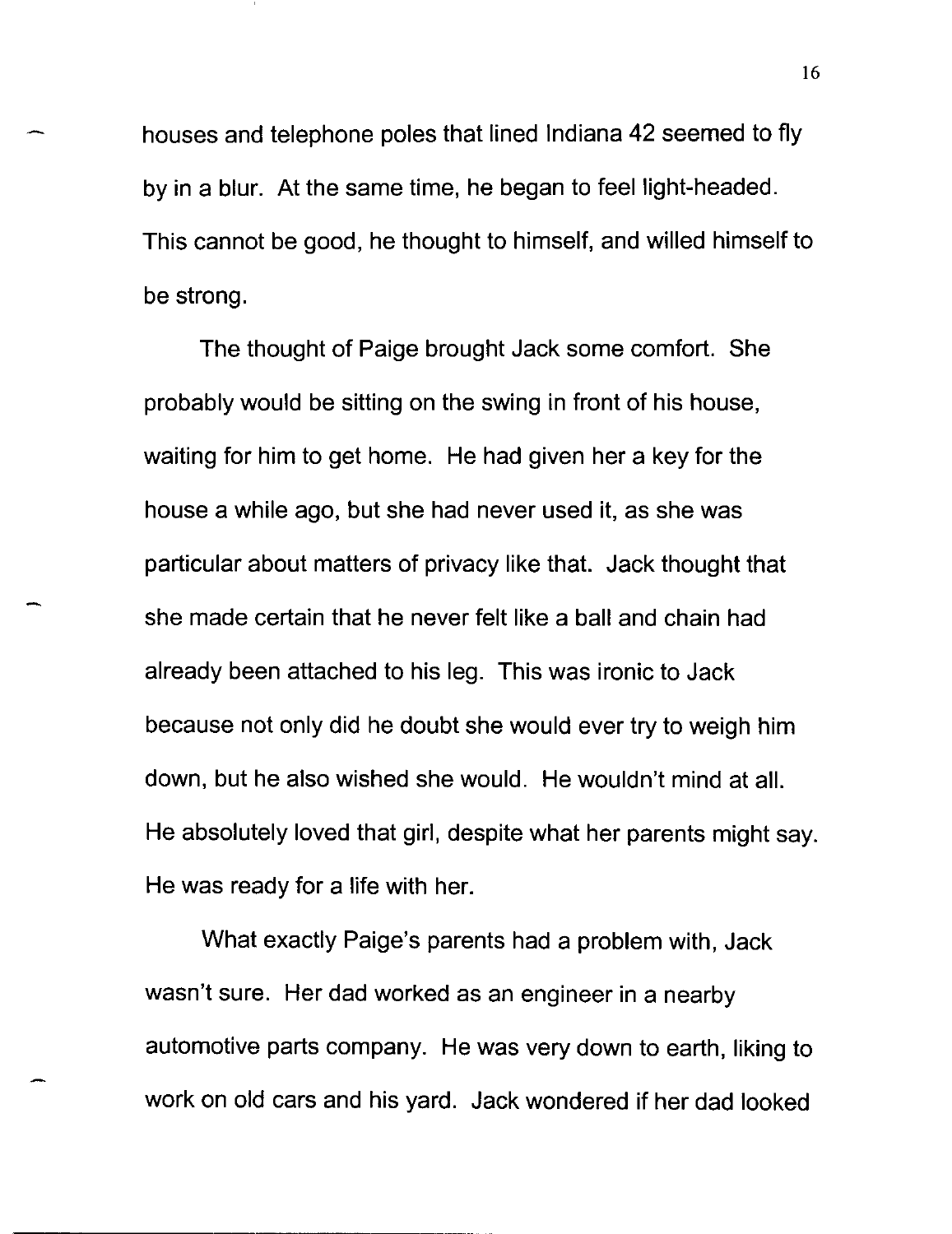houses and telephone poles that lined Indiana 42 seemed to fly by in a blur. At the same time, he began to feel light-headed. This cannot be good, he thought to himself, and willed himself to be strong.

The thought of Paige brought Jack some comfort. She probably would be sitting on the swing in front of his house, waiting for him to get home. He had given her a key for the house a while ago, but she had never used it, as she was particular about matters of privacy like that. Jack thought that she made certain that he never felt like a ball and chain had already been attached to his leg. This was ironic to Jack because not only did he doubt she would ever try to weigh him down, but he also wished she would. He wouldn't mind at all. He absolutely loved that girl, despite what her parents might say. He was ready for a life with her.

What exactly Paige's parents had a problem with, Jack wasn't sure. Her dad worked as an engineer in a nearby automotive parts company. He was very down to earth, liking to work on old cars and his yard. Jack wondered if her dad looked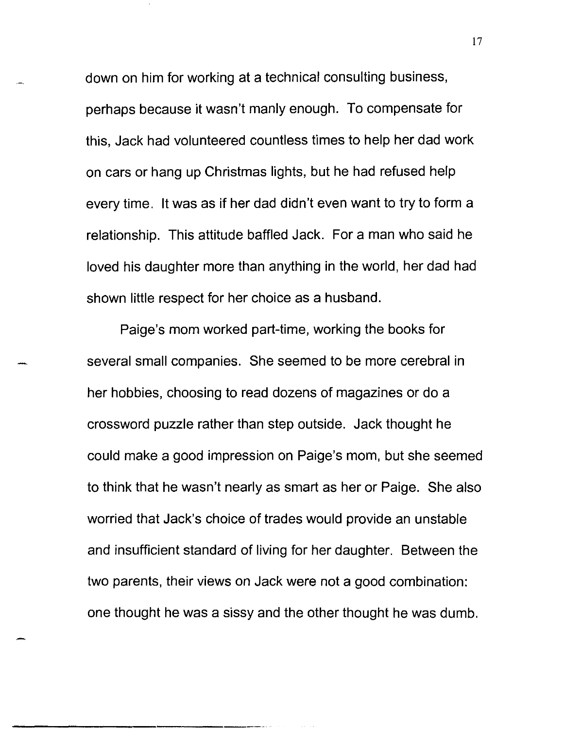down on him for working at a technical consulting business, perhaps because it wasn't manly enough. To compensate for this, Jack had volunteered countless times to help her dad work on cars or hang up Christmas lights, but he had refused help every time. It was as if her dad didn't even want to try to form a relationship. This attitude baffled Jack. For a man who said he loved his daughter more than anything in the world, her dad had shown little respect for her choice as a husband.

Paige's mom worked part-time, working the books for several small companies. She seemed to be more cerebral in her hobbies, choosing to read dozens of magazines or do a crossword puzzle rather than step outside. Jack thought he could make a good impression on Paige's mom, but she seemed to think that he wasn't nearly as smart as her or Paige. She also worried that Jack's choice of trades would provide an unstable and insufficient standard of living for her daughter. Between the two parents, their views on Jack were not a good combination: one thought he was a sissy and the other thought he was dumb.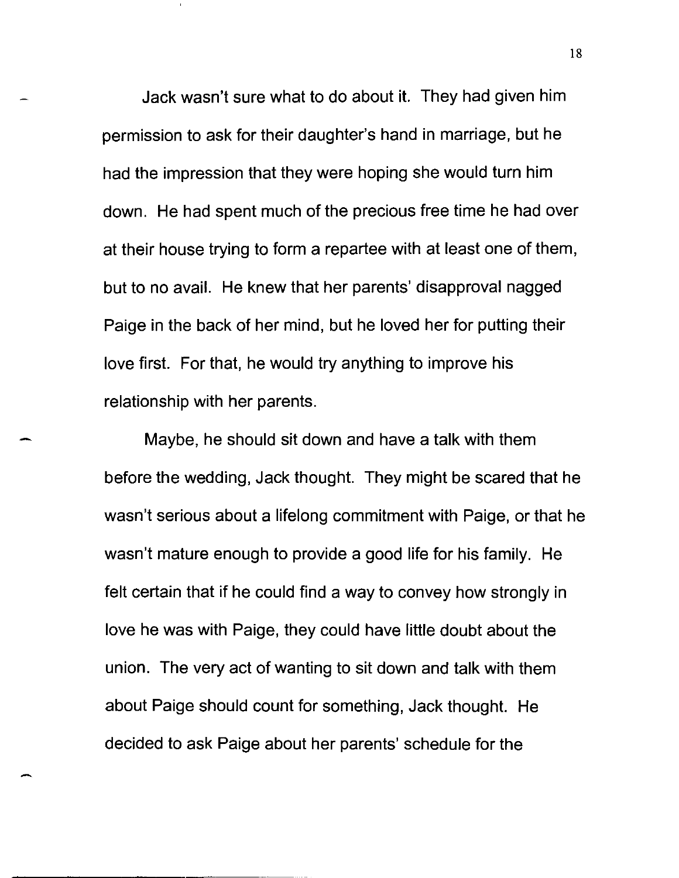Jack wasn't sure what to do about it. They had given him permission to ask for their daughter's hand in marriage, but he had the impression that they were hoping she would turn him down. He had spent much of the precious free time he had over at their house trying to form a repartee with at least one of them, but to no avail. He knew that her parents' disapproval nagged Paige in the back of her mind, but he loved her for putting their love first. For that, he would try anything to improve his relationship with her parents.

Maybe, he should sit down and have a talk with them before the wedding, Jack thought. They might be scared that he wasn't serious about a lifelong commitment with Paige, or that he wasn't mature enough to provide a good life for his family. He felt certain that if he could find a way to convey how strongly in love he was with Paige, they could have little doubt about the union. The very act of wanting to sit down and talk with them about Paige should count for something, Jack thought. He decided to ask Paige about her parents' schedule for the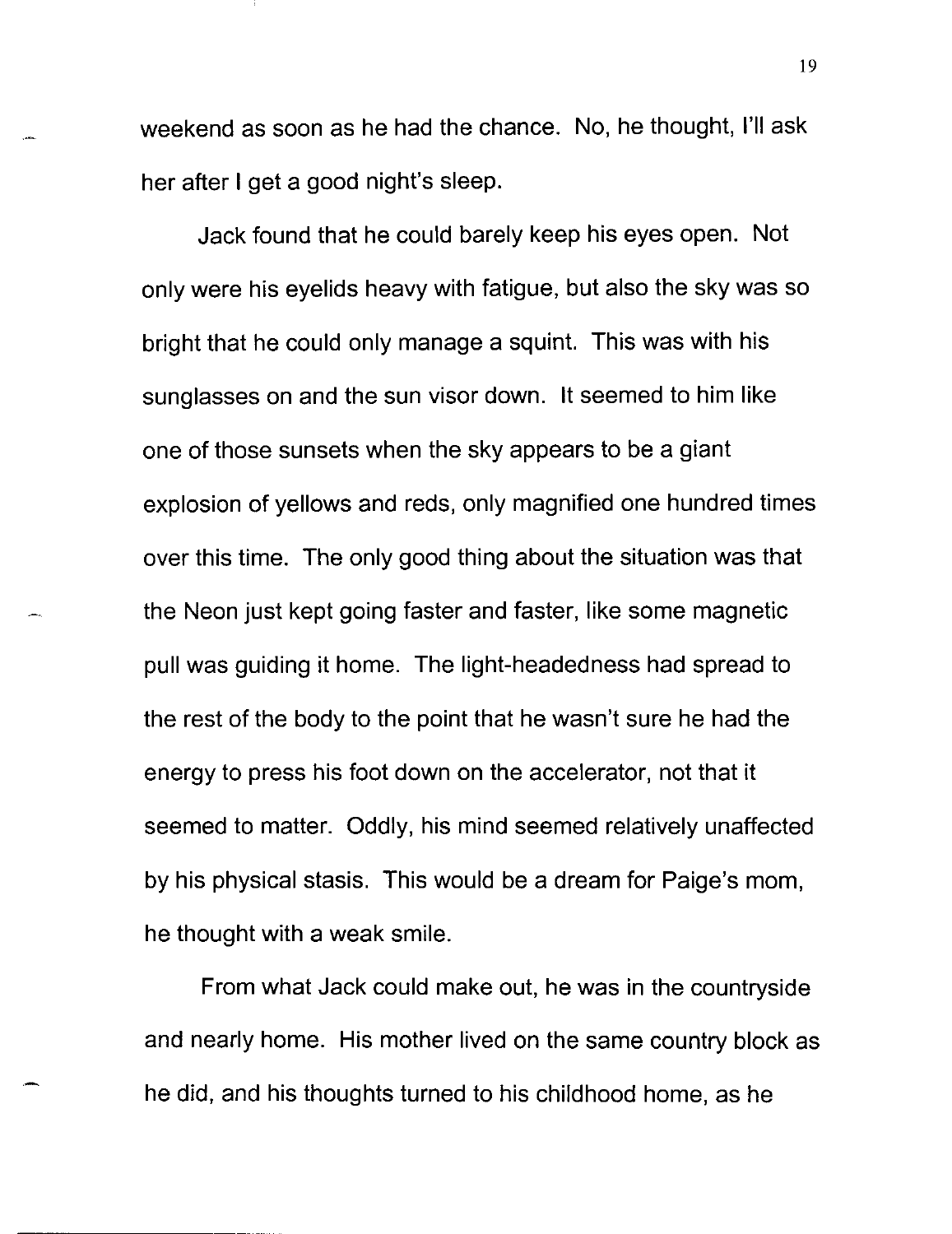weekend as soon as he had the chance. No, he thought, I'll ask her after I get a good night's sleep.

Jack found that he could barely keep his eyes open. Not only were his eyelids heavy with fatigue, but also the sky was so bright that he could only manage a squint. This was with his sunglasses on and the sun visor down. It seemed to him like one of those sunsets when the sky appears to be a giant explosion of yellows and reds, only magnified one hundred times over this time. The only good thing about the situation was that the Neon just kept going faster and faster, like some magnetic pull was guiding it home. The light-headedness had spread to the rest of the body to the point that he wasn't sure he had the energy to press his foot down on the accelerator, not that it seemed to matter. Oddly, his mind seemed relatively unaffected by his physical stasis. This would be a dream for Paige's mom, he thought with a weak smile.

From what Jack could make out, he was in the countryside and nearly home. His mother lived on the same country block as he did, and his thoughts turned to his childhood home, as he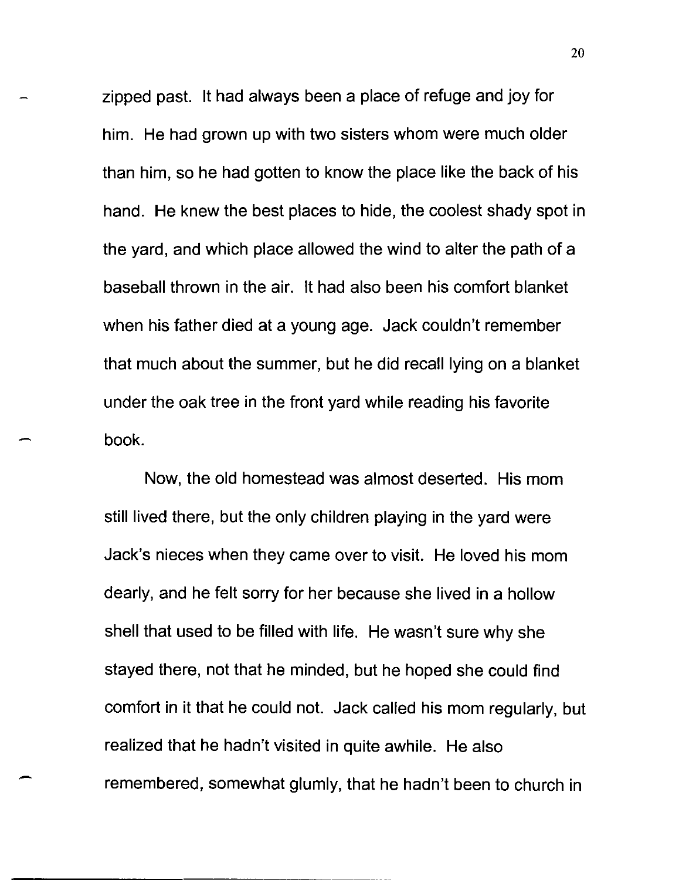zipped past. It had always been a place of refuge and joy for him. He had grown up with two sisters whom were much older than him, so he had gotten to know the place like the back of his hand. He knew the best places to hide, the coolest shady spot in the yard, and which place allowed the wind to alter the path of a baseball thrown in the air. It had also been his comfort blanket when his father died at a young age. Jack couldn't remember that much about the summer, but he did recall lying on a blanket under the oak tree in the front yard while reading his favorite book.

Now, the old homestead was almost deserted. His mom still lived there, but the only children playing in the yard were Jack's nieces when they came over to visit. He loved his mom dearly, and he felt sorry for her because she lived in a hollow shell that used to be filled with life. He wasn't sure why she stayed there, not that he minded, but he hoped she could find comfort in it that he could not. Jack called his mom regularly, but realized that he hadn't visited in quite awhile. He also remembered, somewhat glumly, that he hadn't been to church in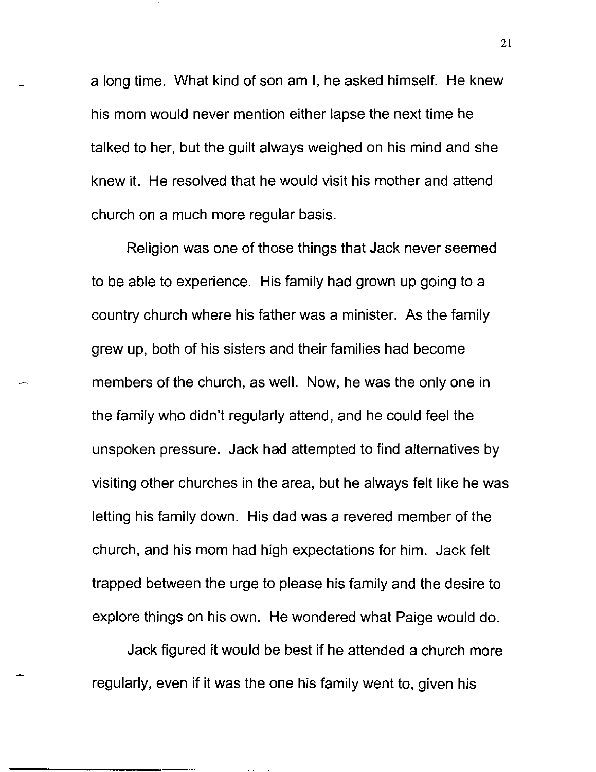a long time. What kind of son am I, he asked himself. He knew his mom would never mention either lapse the next time he talked to her, but the guilt always weighed on his mind and she knew it. He resolved that he would visit his mother and attend church on a much more regular basis.

Religion was one of those things that Jack never seemed to be able to experience. His family had grown up going to a country church where his father was a minister. As the family grew up, both of his sisters and their families had become members of the church, as well. Now, he was the only one in the family who didn't regularly attend, and he could feel the unspoken pressure. Jack had attempted to find alternatives by visiting other churches in the area, but he always felt like he was letting his family down. His dad was a revered member of the church, and his mom had high expectations for him. Jack felt trapped between the urge to please his family and the desire to explore things on his own. He wondered what Paige would do.

Jack figured it would be best if he attended a church more regularly, even if it was the one his family went to, given his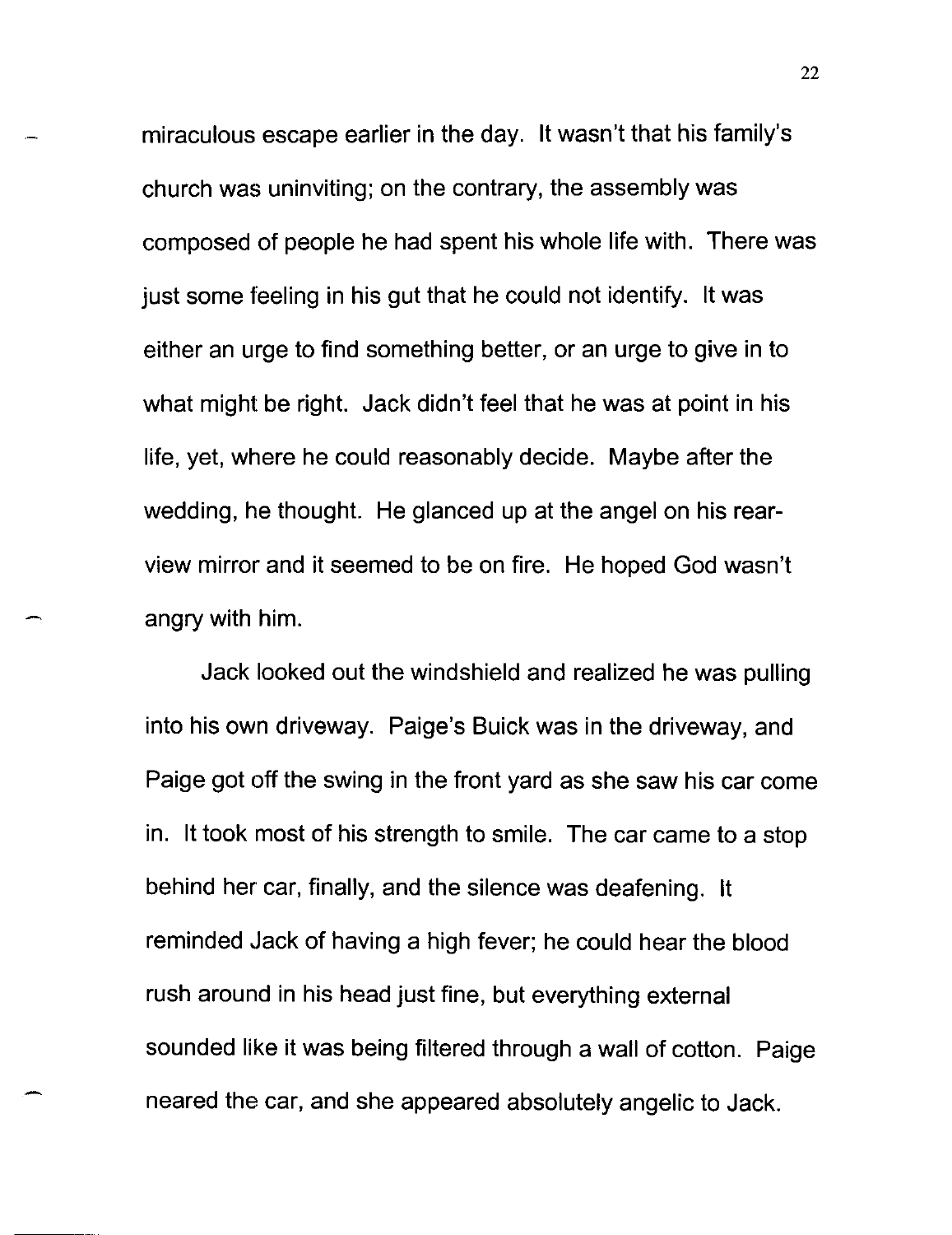miraculous escape earlier in the day. It wasn't that his family's church was uninviting; on the contrary, the assembly was composed of people he had spent his whole life with. There was just some feeling in his gut that he could not identify. It was either an urge to find something better, or an urge to give in to what might be right. Jack didn't feel that he was at point in his life, yet, where he could reasonably decide. Maybe after the wedding, he thought. He glanced up at the angel on his rear-view mirror and it seemed to be on fire. He hoped God wasn't angry with him.

Jack looked out the windshield and realized he was pulling into his own driveway. Paige's Buick was in the driveway, and Paige got off the swing in the front yard as she saw his car come in. It took most of his strength to smile. The car came to a stop behind her car, finally, and the silence was deafening. It reminded Jack of having a high fever; he could hear the blood rush around in his head just fine, but everything external sounded like it was being filtered through a wall of cotton. Paige neared the car, and she appeared absolutely angelic to Jack.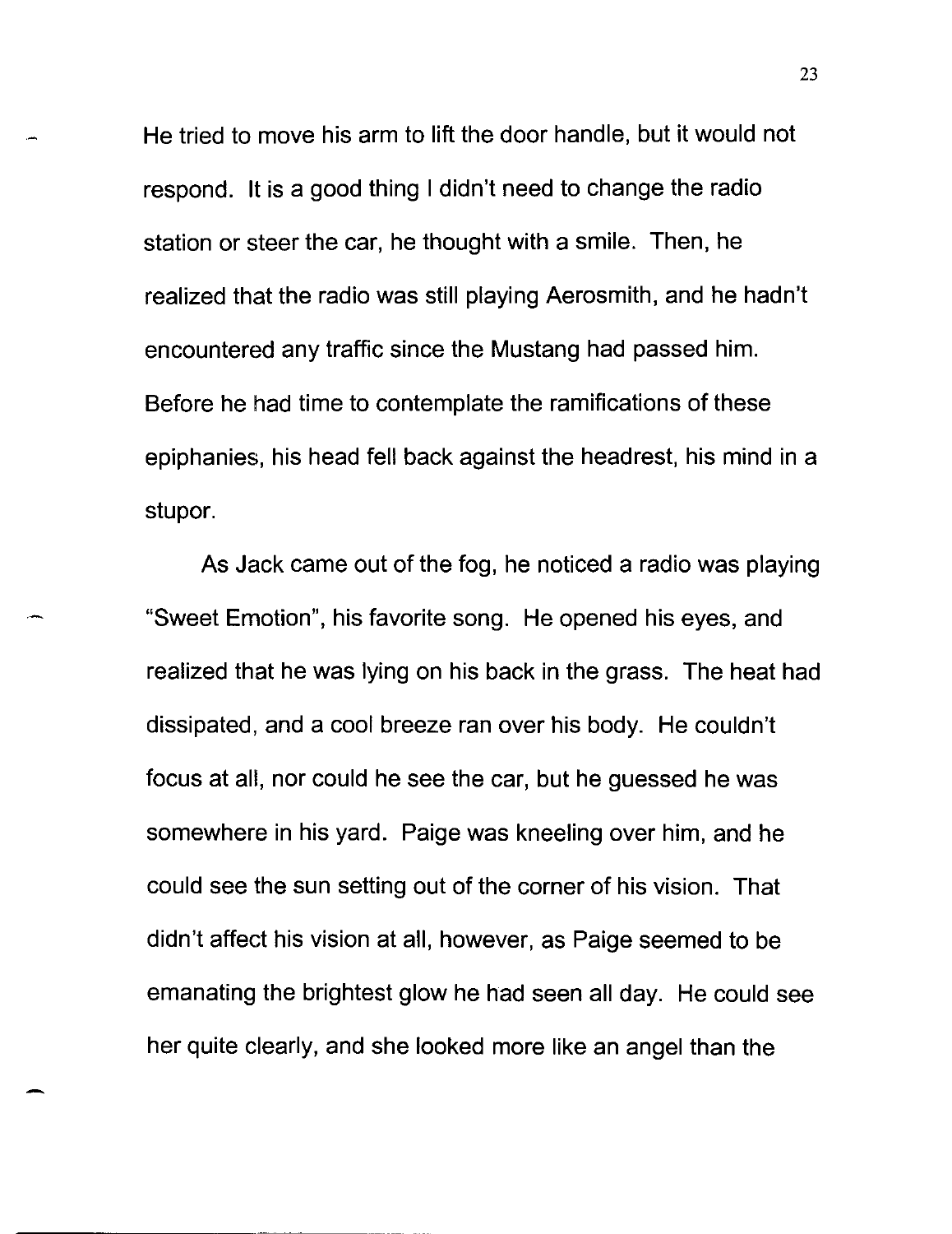He tried to move his arm to lift the door handle, but it would not respond. It is a good thing I didn't need to change the radio station or steer the car, he thought with a smile. Then, he realized that the radio was still playing Aerosmith, and he hadn't encountered any traffic since the Mustang had passed him. Before he had time to contemplate the ramifications of these epiphanies, his head fell back against the headrest, his mind in a stupor.

As Jack came out of the fog, he noticed a radio was playing "Sweet Emotion", his favorite song. He opened his eyes, and realized that he was lying on his back in the grass. The heat had dissipated, and a cool breeze ran over his body. He couldn't focus at all, nor could he see the car, but he guessed he was somewhere in his yard. Paige was kneeling over him, and he could see the sun setting out of the corner of his vision. That didn't affect his vision at all, however, as Paige seemed to be emanating the brightest glow he had seen all day. He could see her quite clearly, and she looked more like an angel than the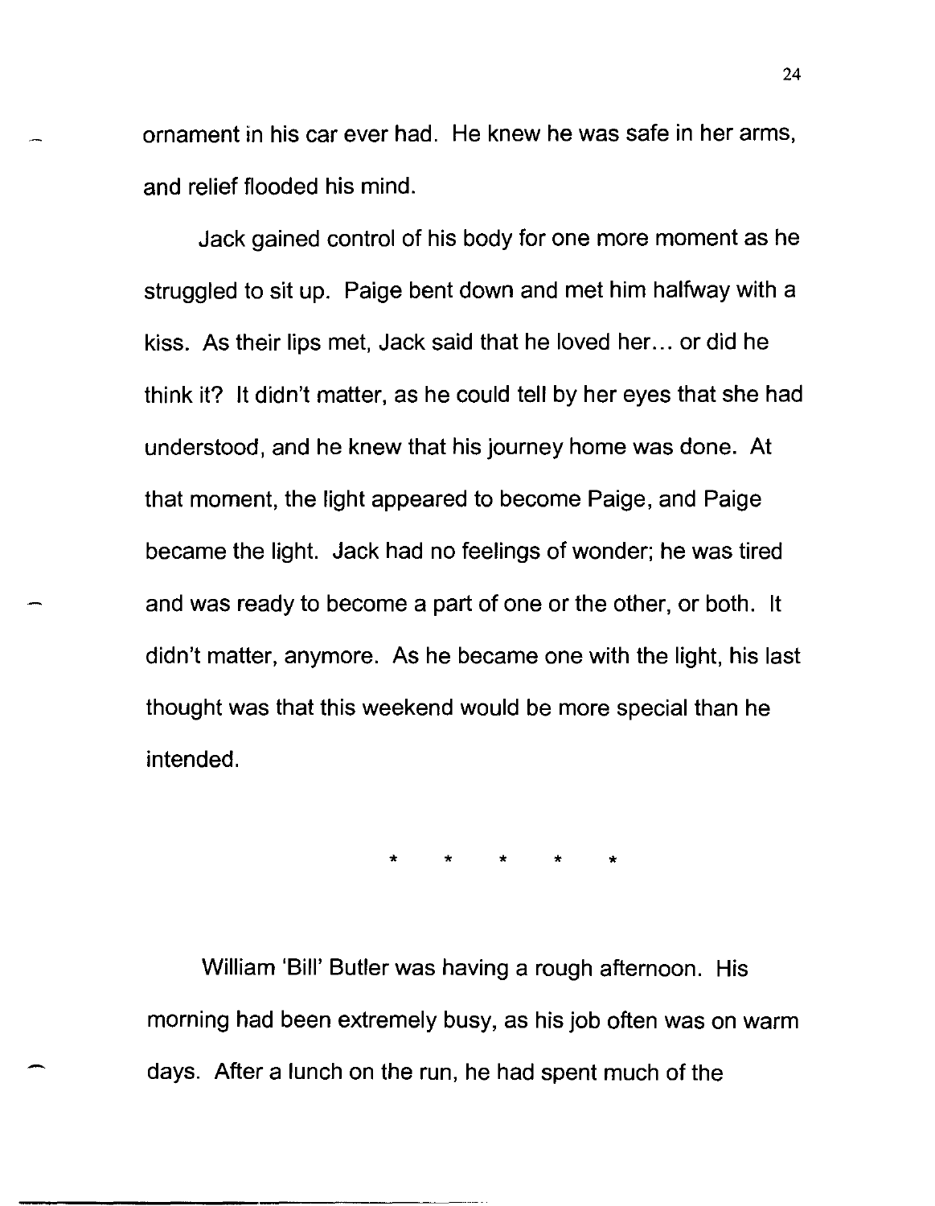ornament in his car ever had. He knew he was safe in her arms, and relief flooded his mind.

Jack gained control of his body for one more moment as he struggled to sit up. Paige bent down and met him halfway with a kiss. As their lips met, Jack said that he loved her… or did he think it? It didn't matter, as he could tell by her eyes that she had understood, and he knew that his journey home was done. At that moment, the light appeared to become Paige, and Paige became the light. Jack had no feelings of wonder; he was tired and was ready to become a part of one or the other, or both. It didn't matter, anymore. As he became one with the light, his last thought was that this weekend would be more special than he intended.

\* \* \* \* \*

William 'Bill' Butler was having a rough afternoon. His morning had been extremely busy, as his job often was on warm days. After a lunch on the run, he had spent much of the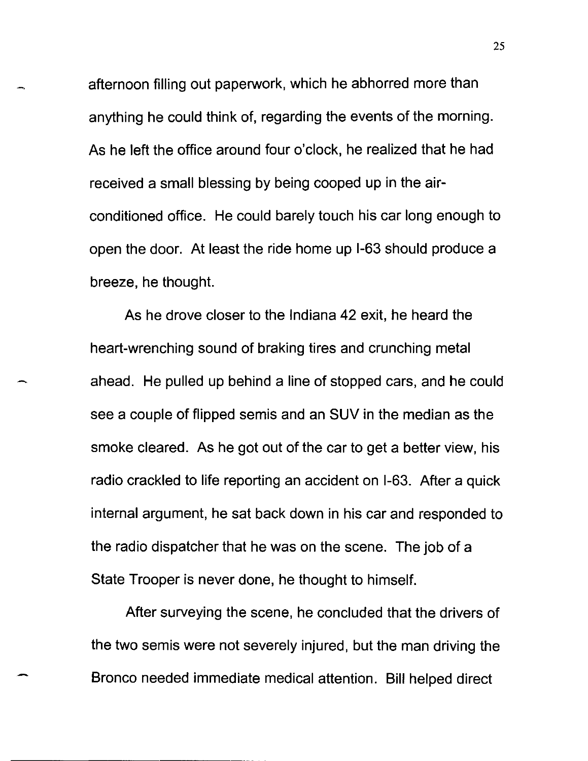afternoon filling out paperwork, which he abhorred more than anything he could think of, regarding the events of the morning. As he left the office around four o'clock, he realized that he had received a small blessing by being cooped up in the air-conditioned office. He could barely touch his car long enough to open the door. At least the ride home up I-63 should produce a breeze, he thought.

As he drove closer to the Indiana 42 exit, he heard the heart-wrenching sound of braking tires and crunching metal ahead. He pulled up behind a line of stopped cars, and he could see a couple of flipped semis and an SUV in the median as the smoke cleared. As he got out of the car to get a better view, his radio crackled to life reporting an accident on I-63. After a quick internal argument, he sat back down in his car and responded to the radio dispatcher that he was on the scene. The job of a State Trooper is never done, he thought to himself.

After surveying the scene, he concluded that the drivers of the two semis were not severely injured, but the man driving the Bronco needed immediate medical attention. Bill helped direct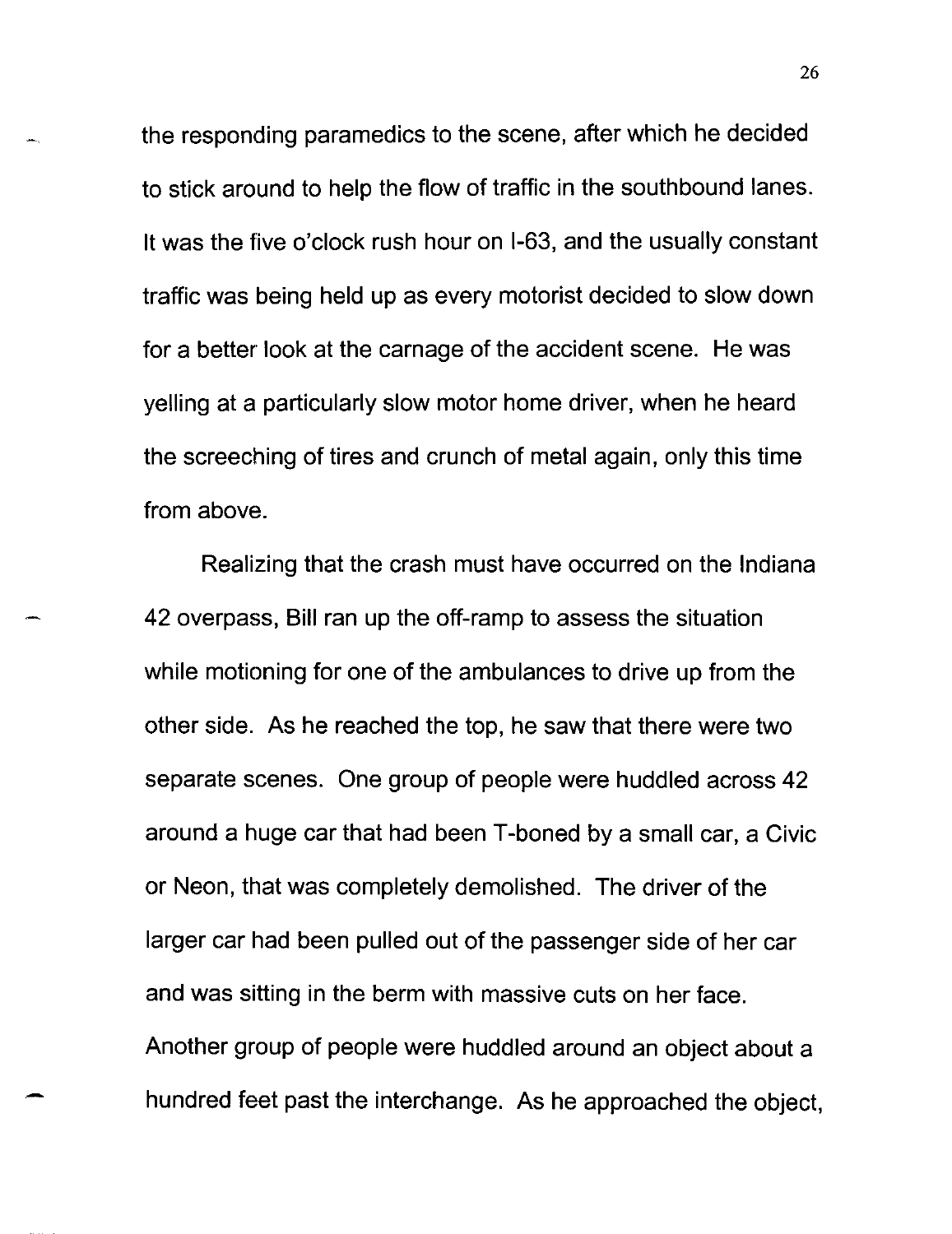the responding paramedics to the scene, after which he decided to stick around to help the flow of traffic in the southbound lanes. It was the five o'clock rush hour on I-63, and the usually constant traffic was being held up as every motorist decided to slow down for a better look at the carnage of the accident scene. He was yelling at a particularly slow motor home driver, when he heard the screeching of tires and crunch of metal again, only this time from above.

Realizing that the crash must have occurred on the Indiana 42 overpass, Bill ran up the off-ramp to assess the situation while motioning for one of the ambulances to drive up from the other side. As he reached the top, he saw that there were two separate scenes. One group of people were huddled across 42 around a huge car that had been T-boned by a small car, a Civic or Neon, that was completely demolished. The driver of the larger car had been pulled out of the passenger side of her car and was sitting in the berm with massive cuts on her face. Another group of people were huddled around an object about a hundred feet past the interchange. As he approached the object,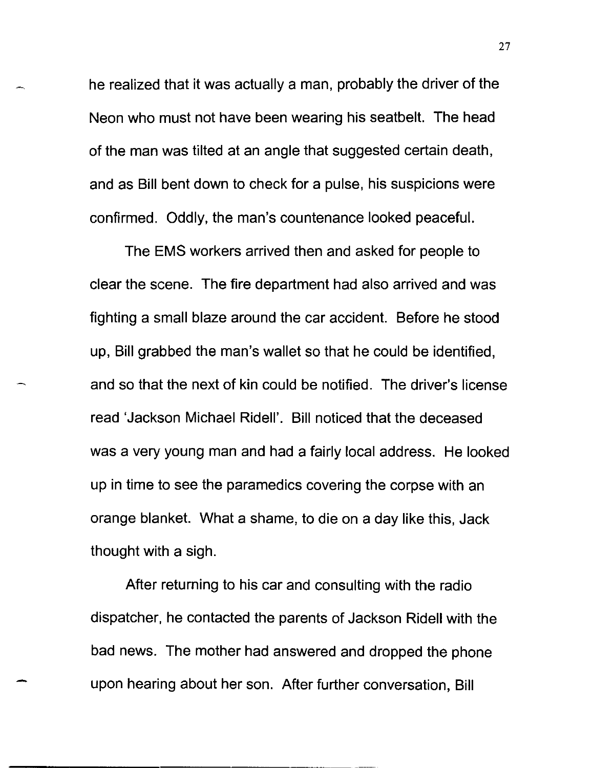he realized that it was actually a man, probably the driver of the Neon who must not have been wearing his seatbelt. The head of the man was tilted at an angle that suggested certain death, and as Bill bent down to check for a pulse, his suspicions were confirmed. Oddly, the man's countenance looked peaceful.

The EMS workers arrived then and asked for people to clear the scene. The fire department had also arrived and was fighting a small blaze around the car accident. Before he stood up, Bill grabbed the man's wallet so that he could be identified, and so that the next of kin could be notified. The driver's license read 'Jackson Michael Ridell'. Bill noticed that the deceased was a very young man and had a fairly local address. He looked up in time to see the paramedics covering the corpse with an orange blanket. What a shame, to die on a day like this, Jack thought with a sigh.

After returning to his car and consulting with the radio dispatcher, he contacted the parents of Jackson Ridell with the bad news. The mother had answered and dropped the phone upon hearing about her son. After further conversation, Bill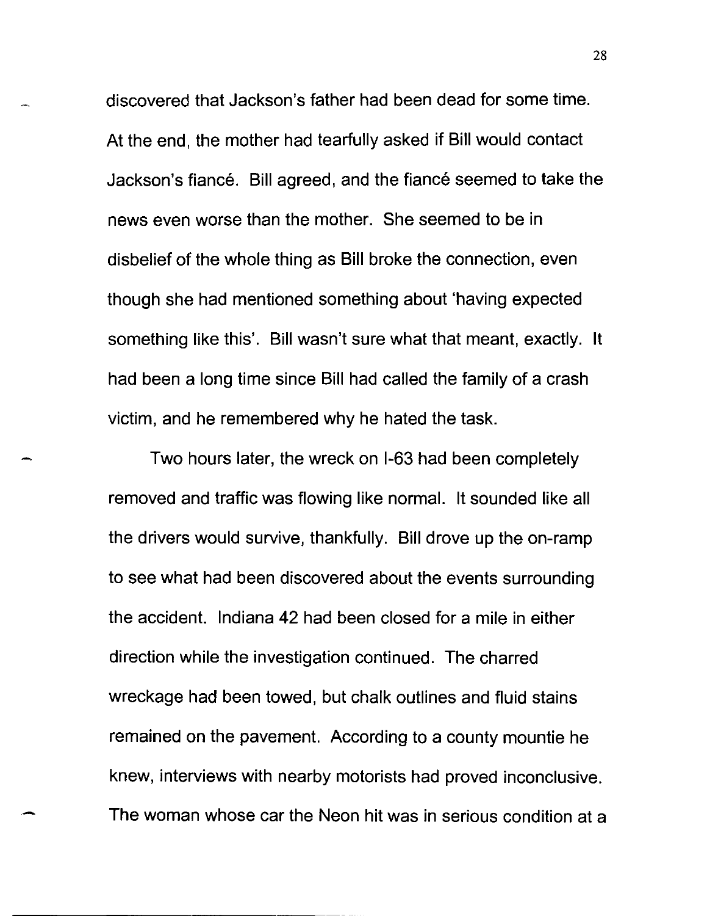discovered that Jackson's father had been dead for some time. At the end, the mother had tearfully asked if Bill would contact Jackson's fiancé. Bill agreed, and the fiancé seemed to take the news even worse than the mother. She seemed to be in disbelief of the whole thing as Bill broke the connection, even though she had mentioned something about 'having expected something like this'. Bill wasn't sure what that meant, exactly. It had been a long time since Bill had called the family of a crash victim, and he remembered why he hated the task.

Two hours later, the wreck on I-63 had been completely removed and traffic was flowing like normal. It sounded like all the drivers would survive, thankfully. Bill drove up the on-ramp to see what had been discovered about the events surrounding the accident. Indiana 42 had been closed for a mile in either direction while the investigation continued. The charred wreckage had been towed, but chalk outlines and fluid stains remained on the pavement. According to a county mountie he knew, interviews with nearby motorists had proved inconclusive. The woman whose car the Neon hit was in serious condition at a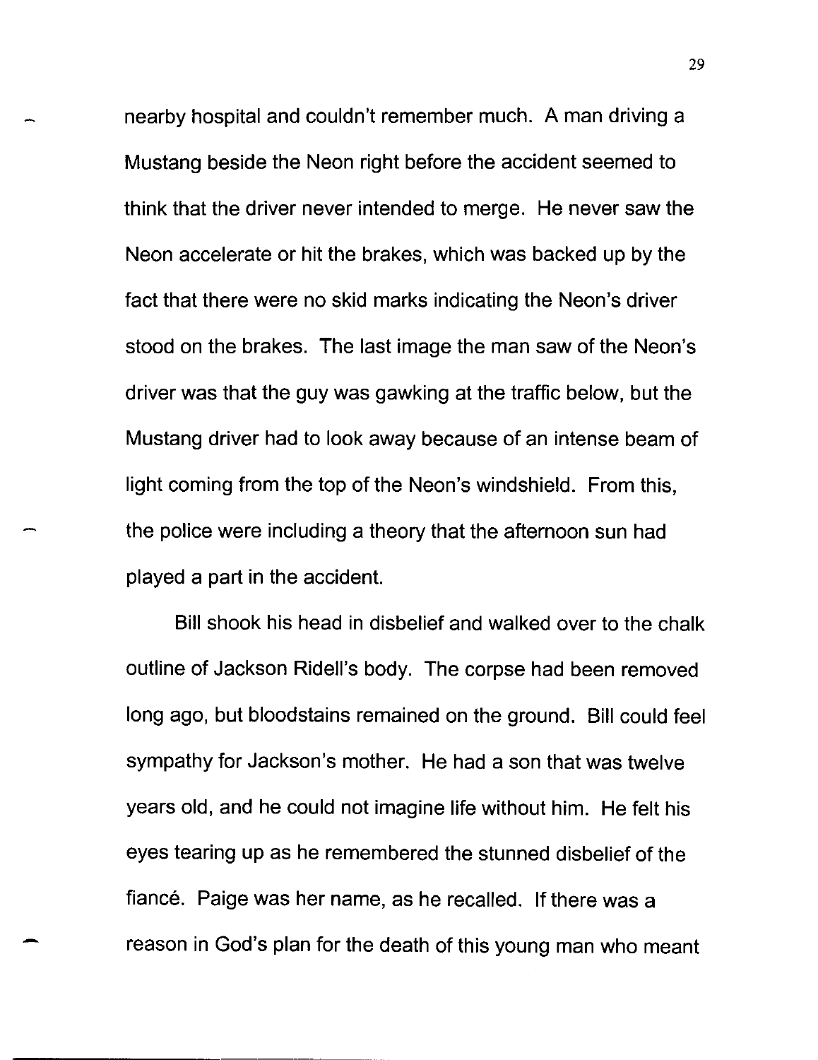nearby hospital and couldn't remember much. A man driving a Mustang beside the Neon right before the accident seemed to think that the driver never intended to merge. He never saw the Neon accelerate or hit the brakes, which was backed up by the fact that there were no skid marks indicating the Neon's driver stood on the brakes. The last image the man saw of the Neon's driver was that the guy was gawking at the traffic below, but the Mustang driver had to look away because of an intense beam of light coming from the top of the Neon's windshield. From this, the police were including a theory that the afternoon sun had played a part in the accident.

Bill shook his head in disbelief and walked over to the chalk outline of Jackson Ridell's body. The corpse had been removed long ago, but bloodstains remained on the ground. Bill could feel sympathy for Jackson's mother. He had a son that was twelve years old, and he could not imagine life without him. He felt his eyes tearing up as he remembered the stunned disbelief of the fiancé. Paige was her name, as he recalled. If there was a reason in God's plan for the death of this young man who meant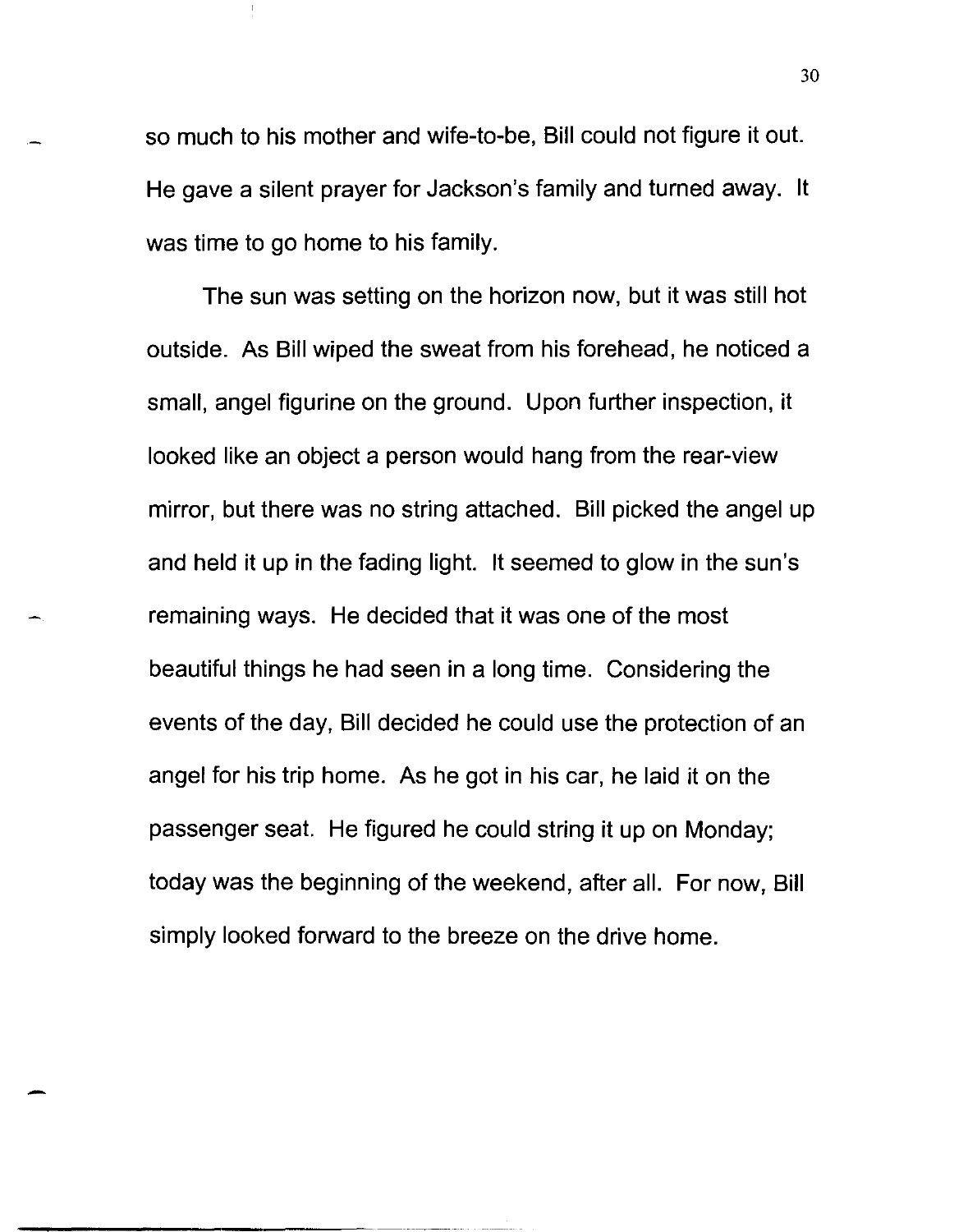so much to his mother and wife-to-be, Bill could not figure it out. He gave a silent prayer for Jackson's family and turned away. It was time to go home to his family.

The sun was setting on the horizon now, but it was still hot outside. As Bill wiped the sweat from his forehead, he noticed a small, angel figurine on the ground. Upon further inspection, it looked like an object a person would hang from the rear-view mirror, but there was no string attached. Bill picked the angel up and held it up in the fading light. It seemed to glow in the sun's remaining ways. He decided that it was one of the most beautiful things he had seen in a long time. Considering the events of the day, Bill decided he could use the protection of an angel for his trip home. As he got in his car, he laid it on the passenger seat. He figured he could string it up on Monday; today was the beginning of the weekend, after all. For now, Bill simply looked forward to the breeze on the drive home.